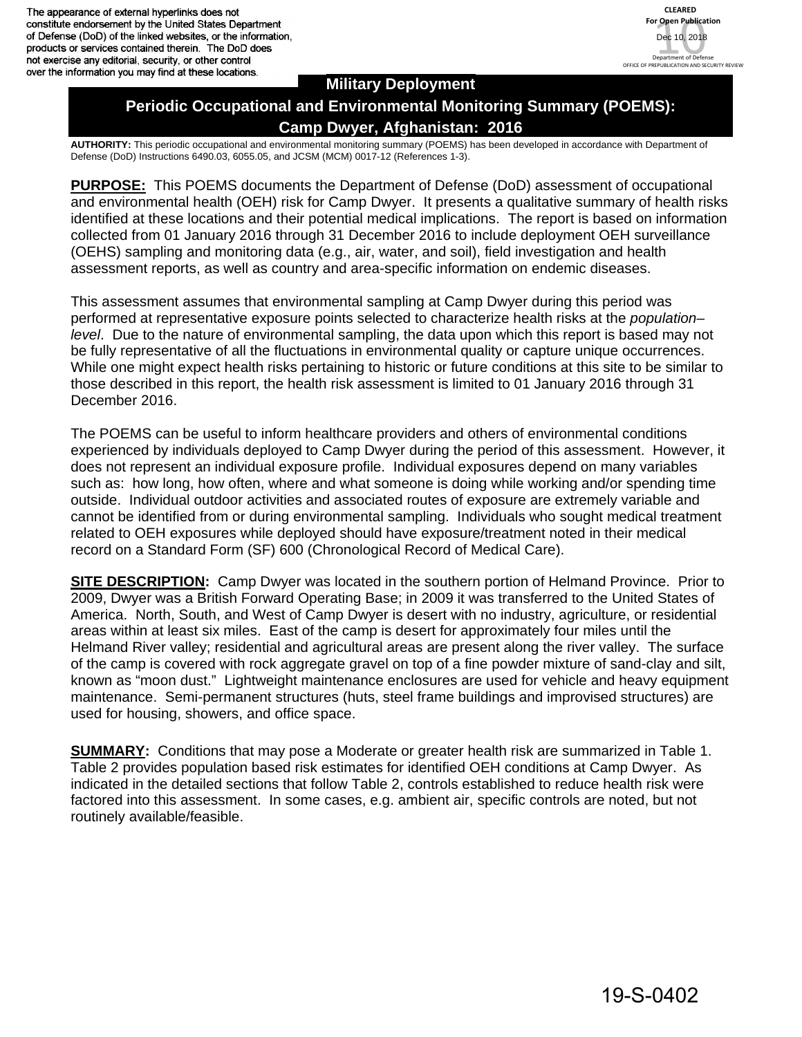The appearance of external hyperlinks does not constitute endorsement by the United States Department of Defense (DoD) of the linked websites, or the information, products or services contained therein. The DoD does not exercise any editorial, security, or other control over the information you may find at these locations.

CLEARED
For Open Publication
Dec 10, 2018
Department of Defense
OFFICE OF PREPUBLICATION AND SECURITY REVIEW

# Military Deployment
# Periodic Occupational and Environmental Monitoring Summary (POEMS): Camp Dwyer, Afghanistan: 2016

**AUTHORITY:** This periodic occupational and environmental monitoring summary (POEMS) has been developed in accordance with Department of Defense (DoD) Instructions 6490.03, 6055.05, and JCSM (MCM) 0017-12 (References 1-3).

**PURPOSE:** This POEMS documents the Department of Defense (DoD) assessment of occupational and environmental health (OEH) risk for Camp Dwyer. It presents a qualitative summary of health risks identified at these locations and their potential medical implications. The report is based on information collected from 01 January 2016 through 31 December 2016 to include deployment OEH surveillance (OEHS) sampling and monitoring data (e.g., air, water, and soil), field investigation and health assessment reports, as well as country and area-specific information on endemic diseases.

This assessment assumes that environmental sampling at Camp Dwyer during this period was performed at representative exposure points selected to characterize health risks at the *population–level*. Due to the nature of environmental sampling, the data upon which this report is based may not be fully representative of all the fluctuations in environmental quality or capture unique occurrences. While one might expect health risks pertaining to historic or future conditions at this site to be similar to those described in this report, the health risk assessment is limited to 01 January 2016 through 31 December 2016.

The POEMS can be useful to inform healthcare providers and others of environmental conditions experienced by individuals deployed to Camp Dwyer during the period of this assessment. However, it does not represent an individual exposure profile. Individual exposures depend on many variables such as: how long, how often, where and what someone is doing while working and/or spending time outside. Individual outdoor activities and associated routes of exposure are extremely variable and cannot be identified from or during environmental sampling. Individuals who sought medical treatment related to OEH exposures while deployed should have exposure/treatment noted in their medical record on a Standard Form (SF) 600 (Chronological Record of Medical Care).

**SITE DESCRIPTION:** Camp Dwyer was located in the southern portion of Helmand Province. Prior to 2009, Dwyer was a British Forward Operating Base; in 2009 it was transferred to the United States of America. North, South, and West of Camp Dwyer is desert with no industry, agriculture, or residential areas within at least six miles. East of the camp is desert for approximately four miles until the Helmand River valley; residential and agricultural areas are present along the river valley. The surface of the camp is covered with rock aggregate gravel on top of a fine powder mixture of sand-clay and silt, known as "moon dust." Lightweight maintenance enclosures are used for vehicle and heavy equipment maintenance. Semi-permanent structures (huts, steel frame buildings and improvised structures) are used for housing, showers, and office space.

**SUMMARY:** Conditions that may pose a Moderate or greater health risk are summarized in Table 1. Table 2 provides population based risk estimates for identified OEH conditions at Camp Dwyer. As indicated in the detailed sections that follow Table 2, controls established to reduce health risk were factored into this assessment. In some cases, e.g. ambient air, specific controls are noted, but not routinely available/feasible.

19-S-0402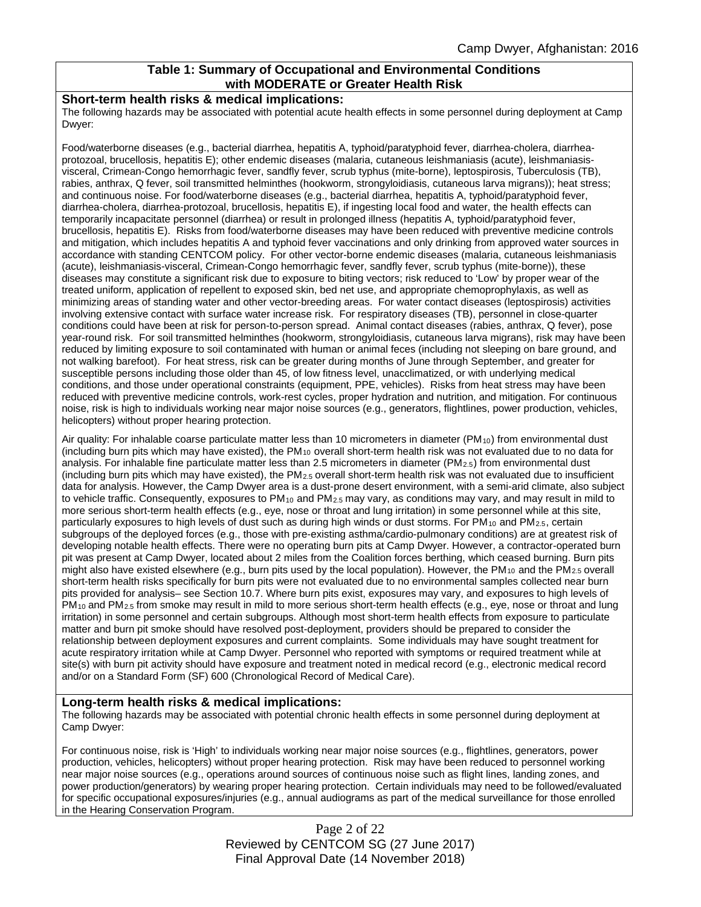### Table 1: Summary of Occupational and Environmental Conditions with MODERATE or Greater Health Risk

**Short-term health risks & medical implications:**

The following hazards may be associated with potential acute health effects in some personnel during deployment at Camp Dwyer:

Food/waterborne diseases (e.g., bacterial diarrhea, hepatitis A, typhoid/paratyphoid fever, diarrhea-cholera, diarrhea-protozoal, brucellosis, hepatitis E); other endemic diseases (malaria, cutaneous leishmaniasis (acute), leishmaniasis-visceral, Crimean-Congo hemorrhagic fever, sandfly fever, scrub typhus (mite-borne), leptospirosis, Tuberculosis (TB), rabies, anthrax, Q fever, soil transmitted helminthes (hookworm, strongyloidiasis, cutaneous larva migrans)); heat stress; and continuous noise. For food/waterborne diseases (e.g., bacterial diarrhea, hepatitis A, typhoid/paratyphoid fever, diarrhea-cholera, diarrhea-protozoal, brucellosis, hepatitis E), if ingesting local food and water, the health effects can temporarily incapacitate personnel (diarrhea) or result in prolonged illness (hepatitis A, typhoid/paratyphoid fever, brucellosis, hepatitis E). Risks from food/waterborne diseases may have been reduced with preventive medicine controls and mitigation, which includes hepatitis A and typhoid fever vaccinations and only drinking from approved water sources in accordance with standing CENTCOM policy. For other vector-borne endemic diseases (malaria, cutaneous leishmaniasis (acute), leishmaniasis-visceral, Crimean-Congo hemorrhagic fever, sandfly fever, scrub typhus (mite-borne)), these diseases may constitute a significant risk due to exposure to biting vectors; risk reduced to 'Low' by proper wear of the treated uniform, application of repellent to exposed skin, bed net use, and appropriate chemoprophylaxis, as well as minimizing areas of standing water and other vector-breeding areas. For water contact diseases (leptospirosis) activities involving extensive contact with surface water increase risk. For respiratory diseases (TB), personnel in close-quarter conditions could have been at risk for person-to-person spread. Animal contact diseases (rabies, anthrax, Q fever), pose year-round risk. For soil transmitted helminthes (hookworm, strongyloidiasis, cutaneous larva migrans), risk may have been reduced by limiting exposure to soil contaminated with human or animal feces (including not sleeping on bare ground, and not walking barefoot). For heat stress, risk can be greater during months of June through September, and greater for susceptible persons including those older than 45, of low fitness level, unacclimatized, or with underlying medical conditions, and those under operational constraints (equipment, PPE, vehicles). Risks from heat stress may have been reduced with preventive medicine controls, work-rest cycles, proper hydration and nutrition, and mitigation. For continuous noise, risk is high to individuals working near major noise sources (e.g., generators, flightlines, power production, vehicles, helicopters) without proper hearing protection.

Air quality: For inhalable coarse particulate matter less than 10 micrometers in diameter ($PM_{10}$) from environmental dust (including burn pits which may have existed), the $PM_{10}$ overall short-term health risk was not evaluated due to no data for analysis. For inhalable fine particulate matter less than 2.5 micrometers in diameter ($PM_{2.5}$) from environmental dust (including burn pits which may have existed), the $PM_{2.5}$ overall short-term health risk was not evaluated due to insufficient data for analysis. However, the Camp Dwyer area is a dust-prone desert environment, with a semi-arid climate, also subject to vehicle traffic. Consequently, exposures to $PM_{10}$ and $PM_{2.5}$ may vary, as conditions may vary, and may result in mild to more serious short-term health effects (e.g., eye, nose or throat and lung irritation) in some personnel while at this site, particularly exposures to high levels of dust such as during high winds or dust storms. For $PM_{10}$ and $PM_{2.5}$, certain subgroups of the deployed forces (e.g., those with pre-existing asthma/cardio-pulmonary conditions) are at greatest risk of developing notable health effects. There were no operating burn pits at Camp Dwyer. However, a contractor-operated burn pit was present at Camp Dwyer, located about 2 miles from the Coalition forces berthing, which ceased burning. Burn pits might also have existed elsewhere (e.g., burn pits used by the local population). However, the $PM_{10}$ and the $PM_{2.5}$ overall short-term health risks specifically for burn pits were not evaluated due to no environmental samples collected near burn pits provided for analysis– see Section 10.7. Where burn pits exist, exposures may vary, and exposures to high levels of $PM_{10}$ and $PM_{2.5}$ from smoke may result in mild to more serious short-term health effects (e.g., eye, nose or throat and lung irritation) in some personnel and certain subgroups. Although most short-term health effects from exposure to particulate matter and burn pit smoke should have resolved post-deployment, providers should be prepared to consider the relationship between deployment exposures and current complaints. Some individuals may have sought treatment for acute respiratory irritation while at Camp Dwyer. Personnel who reported with symptoms or required treatment while at site(s) with burn pit activity should have exposure and treatment noted in medical record (e.g., electronic medical record and/or on a Standard Form (SF) 600 (Chronological Record of Medical Care).

**Long-term health risks & medical implications:**

The following hazards may be associated with potential chronic health effects in some personnel during deployment at Camp Dwyer:

For continuous noise, risk is 'High' to individuals working near major noise sources (e.g., flightlines, generators, power production, vehicles, helicopters) without proper hearing protection. Risk may have been reduced to personnel working near major noise sources (e.g., operations around sources of continuous noise such as flight lines, landing zones, and power production/generators) by wearing proper hearing protection. Certain individuals may need to be followed/evaluated for specific occupational exposures/injuries (e.g., annual audiograms as part of the medical surveillance for those enrolled in the Hearing Conservation Program.

Reviewed by CENTCOM SG (27 June 2017)
Final Approval Date (14 November 2018)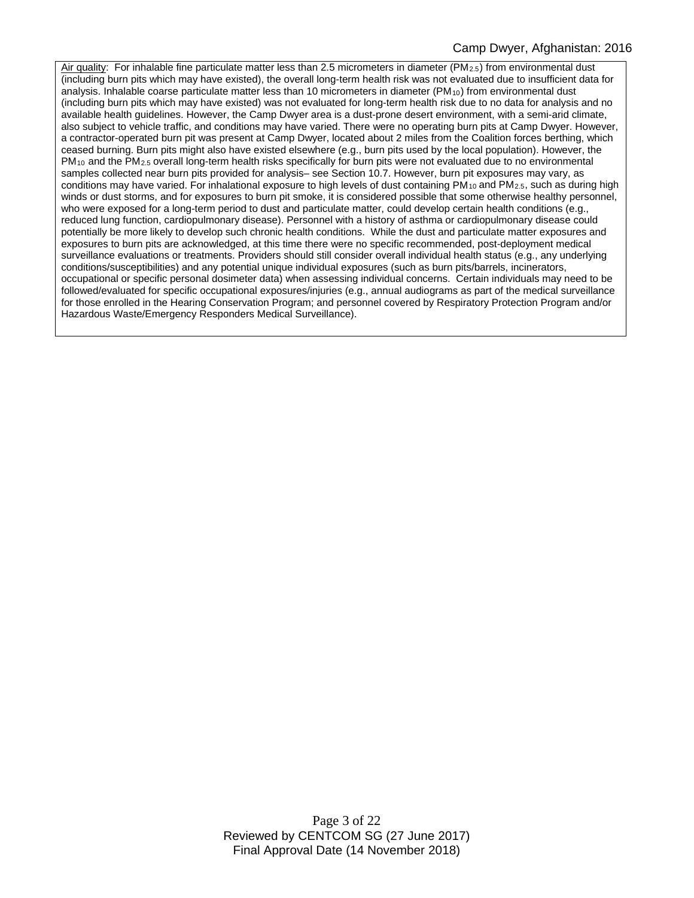Air quality: For inhalable fine particulate matter less than 2.5 micrometers in diameter ($PM_{2.5}$) from environmental dust (including burn pits which may have existed), the overall long-term health risk was not evaluated due to insufficient data for analysis. Inhalable coarse particulate matter less than 10 micrometers in diameter ($PM_{10}$) from environmental dust (including burn pits which may have existed) was not evaluated for long-term health risk due to no data for analysis and no available health guidelines. However, the Camp Dwyer area is a dust-prone desert environment, with a semi-arid climate, also subject to vehicle traffic, and conditions may have varied. There were no operating burn pits at Camp Dwyer. However, a contractor-operated burn pit was present at Camp Dwyer, located about 2 miles from the Coalition forces berthing, which ceased burning. Burn pits might also have existed elsewhere (e.g., burn pits used by the local population). However, the $PM_{10}$ and the $PM_{2.5}$ overall long-term health risks specifically for burn pits were not evaluated due to no environmental samples collected near burn pits provided for analysis– see Section 10.7. However, burn pit exposures may vary, as conditions may have varied. For inhalational exposure to high levels of dust containing $PM_{10}$ and $PM_{2.5}$, such as during high winds or dust storms, and for exposures to burn pit smoke, it is considered possible that some otherwise healthy personnel, who were exposed for a long-term period to dust and particulate matter, could develop certain health conditions (e.g., reduced lung function, cardiopulmonary disease). Personnel with a history of asthma or cardiopulmonary disease could potentially be more likely to develop such chronic health conditions. While the dust and particulate matter exposures and exposures to burn pits are acknowledged, at this time there were no specific recommended, post-deployment medical surveillance evaluations or treatments. Providers should still consider overall individual health status (e.g., any underlying conditions/susceptibilities) and any potential unique individual exposures (such as burn pits/barrels, incinerators, occupational or specific personal dosimeter data) when assessing individual concerns. Certain individuals may need to be followed/evaluated for specific occupational exposures/injuries (e.g., annual audiograms as part of the medical surveillance for those enrolled in the Hearing Conservation Program; and personnel covered by Respiratory Protection Program and/or Hazardous Waste/Emergency Responders Medical Surveillance).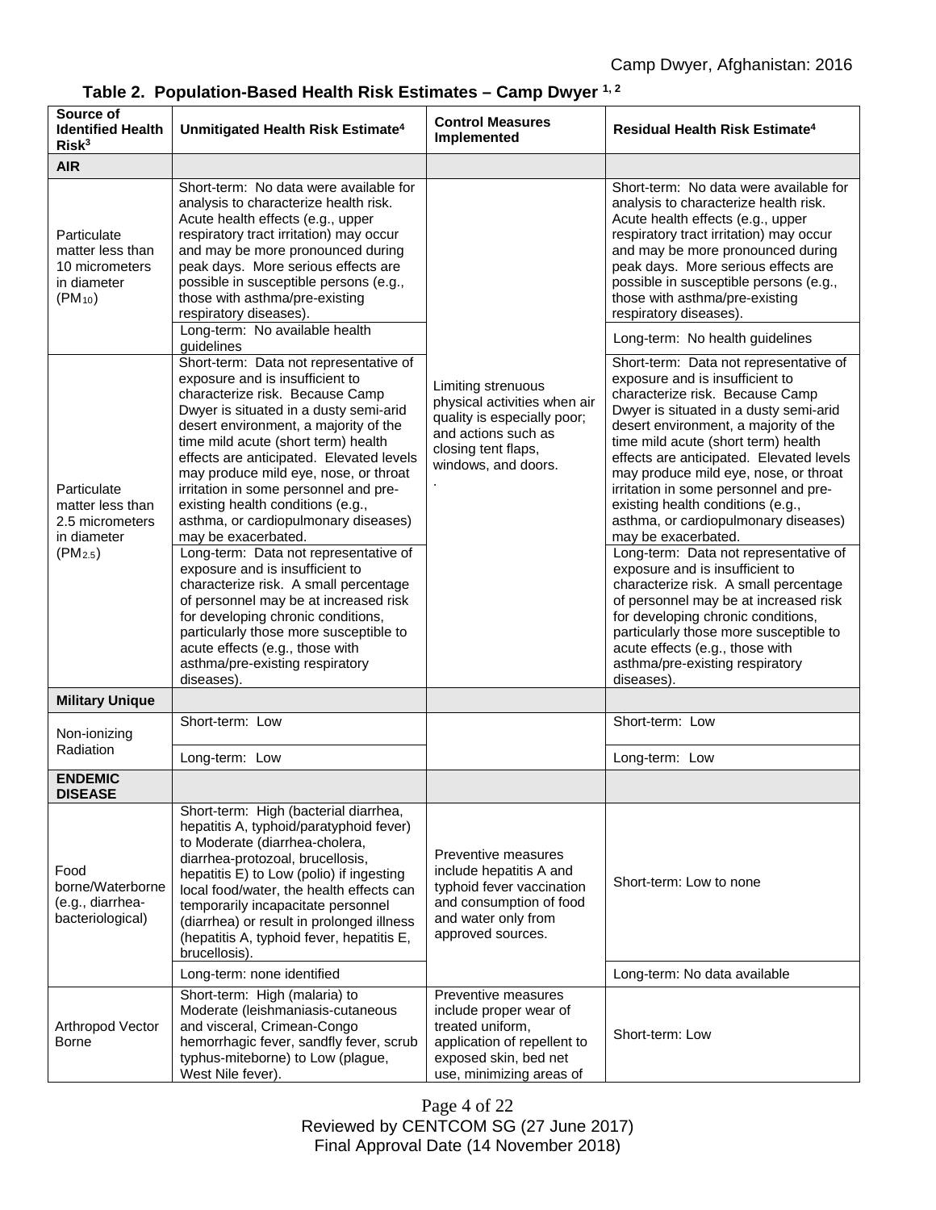### Table 2. Population-Based Health Risk Estimates – Camp Dwyer [1, 2]

| Source of Identified Health Risk[3] | Unmitigated Health Risk Estimate[4] | Control Measures Implemented | Residual Health Risk Estimate[4] |
|---|---|---|---|
| **AIR** | | | |
| Particulate matter less than 10 micrometers in diameter ($PM_{10}$) | Short-term: No data were available for analysis to characterize health risk. Acute health effects (e.g., upper respiratory tract irritation) may occur and may be more pronounced during peak days. More serious effects are possible in susceptible persons (e.g., those with asthma/pre-existing respiratory diseases). | Limiting strenuous physical activities when air quality is especially poor; and actions such as closing tent flaps, windows, and doors. | Short-term: No data were available for analysis to characterize health risk. Acute health effects (e.g., upper respiratory tract irritation) may occur and may be more pronounced during peak days. More serious effects are possible in susceptible persons (e.g., those with asthma/pre-existing respiratory diseases). |
| | Long-term: No available health guidelines | | Long-term: No health guidelines |
| Particulate matter less than 2.5 micrometers in diameter ($PM_{2.5}$) | Short-term: Data not representative of exposure and is insufficient to characterize risk. Because Camp Dwyer is situated in a dusty semi-arid desert environment, a majority of the time mild acute (short term) health effects are anticipated. Elevated levels may produce mild eye, nose, or throat irritation in some personnel and pre-existing health conditions (e.g., asthma, or cardiopulmonary diseases) may be exacerbated. | | Short-term: Data not representative of exposure and is insufficient to characterize risk. Because Camp Dwyer is situated in a dusty semi-arid desert environment, a majority of the time mild acute (short term) health effects are anticipated. Elevated levels may produce mild eye, nose, or throat irritation in some personnel and pre-existing health conditions (e.g., asthma, or cardiopulmonary diseases) may be exacerbated. |
| | Long-term: Data not representative of exposure and is insufficient to characterize risk. A small percentage of personnel may be at increased risk for developing chronic conditions, particularly those more susceptible to acute effects (e.g., those with asthma/pre-existing respiratory diseases). | | Long-term: Data not representative of exposure and is insufficient to characterize risk. A small percentage of personnel may be at increased risk for developing chronic conditions, particularly those more susceptible to acute effects (e.g., those with asthma/pre-existing respiratory diseases). |
| **Military Unique** | | | |
| Non-ionizing Radiation | Short-term: Low | | Short-term: Low |
| | Long-term: Low | | Long-term: Low |
| **ENDEMIC DISEASE** | | | |
| Food borne/Waterborne (e.g., diarrhea-bacteriological) | Short-term: High (bacterial diarrhea, hepatitis A, typhoid/paratyphoid fever) to Moderate (diarrhea-cholera, diarrhea-protozoal, brucellosis, hepatitis E) to Low (polio) if ingesting local food/water, the health effects can temporarily incapacitate personnel (diarrhea) or result in prolonged illness (hepatitis A, typhoid fever, hepatitis E, brucellosis). | Preventive measures include hepatitis A and typhoid fever vaccination and consumption of food and water only from approved sources. | Short-term: Low to none |
| | Long-term: none identified | | Long-term: No data available |
| Arthropod Vector Borne | Short-term: High (malaria) to Moderate (leishmaniasis-cutaneous and visceral, Crimean-Congo hemorrhagic fever, sandfly fever, scrub typhus-miteborne) to Low (plague, West Nile fever). | Preventive measures include proper wear of treated uniform, application of repellent to exposed skin, bed net use, minimizing areas of | Short-term: Low |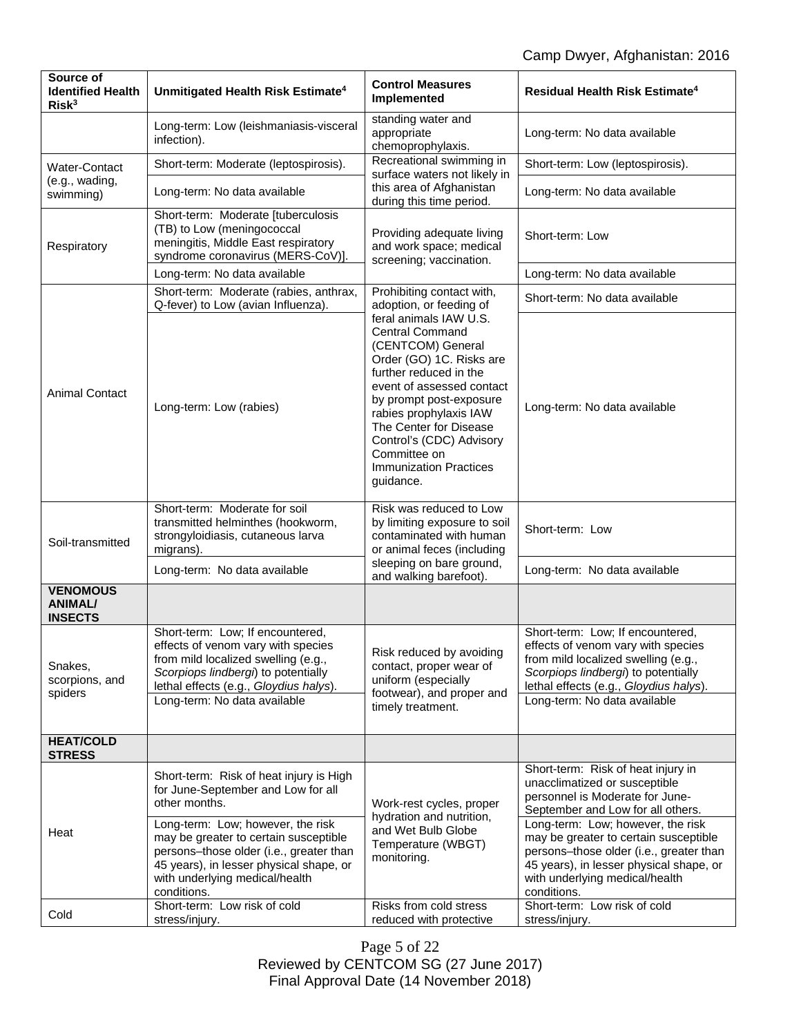| Source of Identified Health Risk[3] | Unmitigated Health Risk Estimate[4] | Control Measures Implemented | Residual Health Risk Estimate[4] |
|---|---|---|---|
| | Long-term: Low (leishmaniasis-visceral infection). | standing water and appropriate chemoprophylaxis. | Long-term: No data available |
| Water-Contact (e.g., wading, swimming) | Short-term: Moderate (leptospirosis). | Recreational swimming in surface waters not likely in this area of Afghanistan during this time period. | Short-term: Low (leptospirosis). |
| | Long-term: No data available | | Long-term: No data available |
| Respiratory | Short-term: Moderate [tuberculosis (TB) to Low (meningococcal meningitis, Middle East respiratory syndrome coronavirus (MERS-CoV)]. | Providing adequate living and work space; medical screening; vaccination. | Short-term: Low |
| | Long-term: No data available | | Long-term: No data available |
| Animal Contact | Short-term: Moderate (rabies, anthrax, Q-fever) to Low (avian Influenza). | Prohibiting contact with, adoption, or feeding of feral animals IAW U.S. Central Command (CENTCOM) General Order (GO) 1C. Risks are further reduced in the event of assessed contact by prompt post-exposure rabies prophylaxis IAW The Center for Disease Control's (CDC) Advisory Committee on Immunization Practices guidance. | Short-term: No data available |
| | Long-term: Low (rabies) | | Long-term: No data available |
| Soil-transmitted | Short-term: Moderate for soil transmitted helminthes (hookworm, strongyloidiasis, cutaneous larva migrans). | Risk was reduced to Low by limiting exposure to soil contaminated with human or animal feces (including sleeping on bare ground, and walking barefoot). | Short-term: Low |
| | Long-term: No data available | | Long-term: No data available |
| **VENOMOUS ANIMAL/ INSECTS** | | | |
| Snakes, scorpions, and spiders | Short-term: Low; If encountered, effects of venom vary with species from mild localized swelling (e.g., *Scorpiops lindbergi*) to potentially lethal effects (e.g., *Gloydius halys*). | Risk reduced by avoiding contact, proper wear of uniform (especially footwear), and proper and timely treatment. | Short-term: Low; If encountered, effects of venom vary with species from mild localized swelling (e.g., *Scorpiops lindbergi*) to potentially lethal effects (e.g., *Gloydius halys*). |
| | Long-term: No data available | | Long-term: No data available |
| **HEAT/COLD STRESS** | | | |
| Heat | Short-term: Risk of heat injury is High for June-September and Low for all other months. | Work-rest cycles, proper hydration and nutrition, and Wet Bulb Globe Temperature (WBGT) monitoring. | Short-term: Risk of heat injury in unacclimatized or susceptible personnel is Moderate for June-September and Low for all others. |
| | Long-term: Low; however, the risk may be greater to certain susceptible persons–those older (i.e., greater than 45 years), in lesser physical shape, or with underlying medical/health conditions. | | Long-term: Low; however, the risk may be greater to certain susceptible persons–those older (i.e., greater than 45 years), in lesser physical shape, or with underlying medical/health conditions. |
| Cold | Short-term: Low risk of cold stress/injury. | Risks from cold stress reduced with protective | Short-term: Low risk of cold stress/injury. |

Reviewed by CENTCOM SG (27 June 2017)
Final Approval Date (14 November 2018)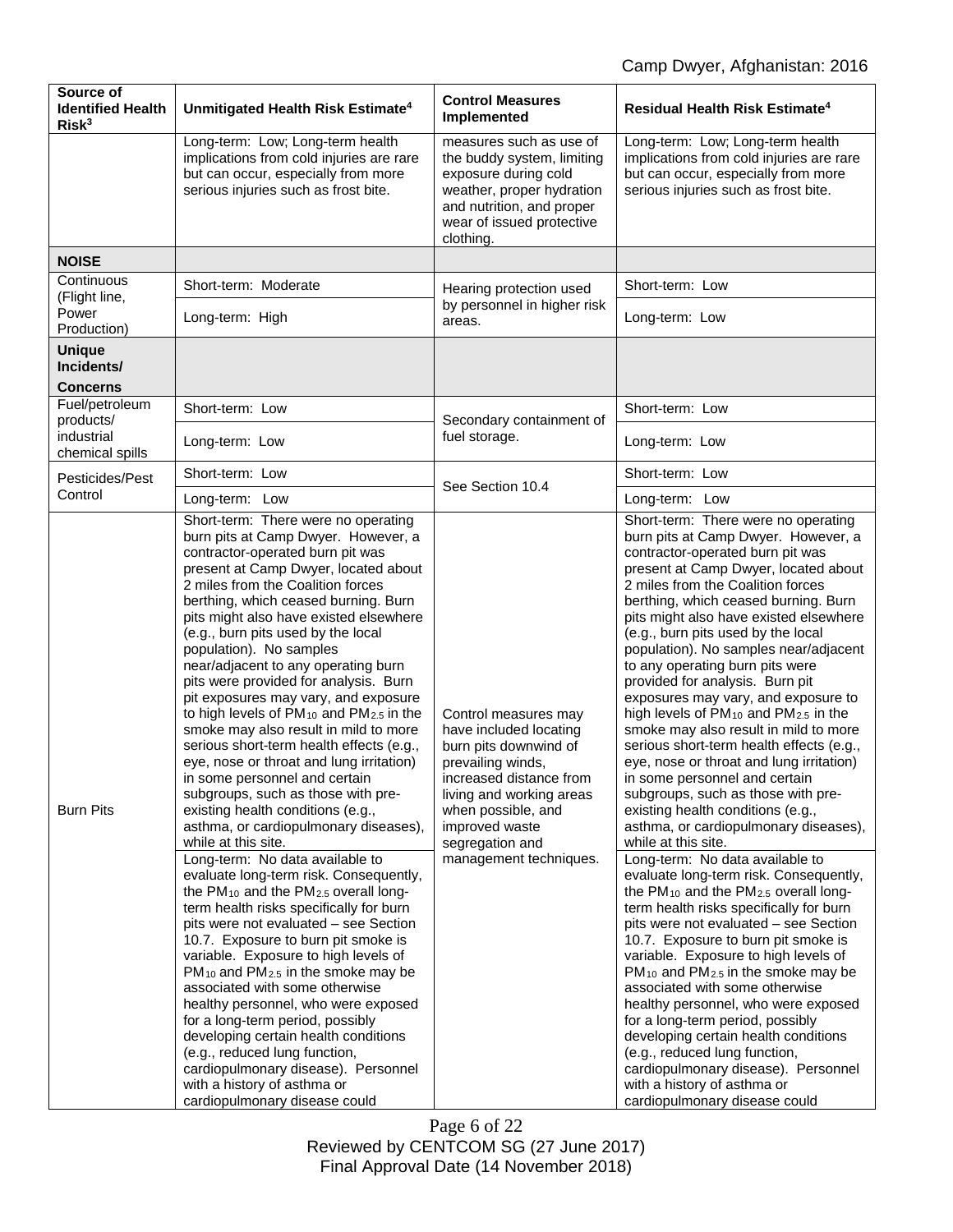| Source of Identified Health Risk[3] | Unmitigated Health Risk Estimate[4] | Control Measures Implemented | Residual Health Risk Estimate[4] |
|---|---|---|---|
| | Long-term: Low; Long-term health implications from cold injuries are rare but can occur, especially from more serious injuries such as frost bite. | measures such as use of the buddy system, limiting exposure during cold weather, proper hydration and nutrition, and proper wear of issued protective clothing. | Long-term: Low; Long-term health implications from cold injuries are rare but can occur, especially from more serious injuries such as frost bite. |
| **NOISE** | | | |
| Continuous (Flight line, Power Production) | Short-term: Moderate | Hearing protection used by personnel in higher risk areas. | Short-term: Low |
| | Long-term: High | | Long-term: Low |
| **Unique Incidents/ Concerns** | | | |
| Fuel/petroleum products/ industrial chemical spills | Short-term: Low | Secondary containment of fuel storage. | Short-term: Low |
| | Long-term: Low | | Long-term: Low |
| Pesticides/Pest Control | Short-term: Low | See Section 10.4 | Short-term: Low |
| | Long-term: Low | | Long-term: Low |
| Burn Pits | Short-term: There were no operating burn pits at Camp Dwyer. However, a contractor-operated burn pit was present at Camp Dwyer, located about 2 miles from the Coalition forces berthing, which ceased burning. Burn pits might also have existed elsewhere (e.g., burn pits used by the local population). No samples near/adjacent to any operating burn pits were provided for analysis. Burn pit exposures may vary, and exposure to high levels of $PM_{10}$ and $PM_{2.5}$ in the smoke may also result in mild to more serious short-term health effects (e.g., eye, nose or throat and lung irritation) in some personnel and certain subgroups, such as those with pre-existing health conditions (e.g., asthma, or cardiopulmonary diseases), while at this site. | Control measures may have included locating burn pits downwind of prevailing winds, increased distance from living and working areas when possible, and improved waste segregation and management techniques. | Short-term: There were no operating burn pits at Camp Dwyer. However, a contractor-operated burn pit was present at Camp Dwyer, located about 2 miles from the Coalition forces berthing, which ceased burning. Burn pits might also have existed elsewhere (e.g., burn pits used by the local population). No samples near/adjacent to any operating burn pits were provided for analysis. Burn pit exposures may vary, and exposure to high levels of $PM_{10}$ and $PM_{2.5}$ in the smoke may also result in mild to more serious short-term health effects (e.g., eye, nose or throat and lung irritation) in some personnel and certain subgroups, such as those with pre-existing health conditions (e.g., asthma, or cardiopulmonary diseases), while at this site. |
| | Long-term: No data available to evaluate long-term risk. Consequently, the $PM_{10}$ and the $PM_{2.5}$ overall long-term health risks specifically for burn pits were not evaluated – see Section 10.7. Exposure to burn pit smoke is variable. Exposure to high levels of $PM_{10}$ and $PM_{2.5}$ in the smoke may be associated with some otherwise healthy personnel, who were exposed for a long-term period, possibly developing certain health conditions (e.g., reduced lung function, cardiopulmonary disease). Personnel with a history of asthma or cardiopulmonary disease could | | Long-term: No data available to evaluate long-term risk. Consequently, the $PM_{10}$ and the $PM_{2.5}$ overall long-term health risks specifically for burn pits were not evaluated – see Section 10.7. Exposure to burn pit smoke is variable. Exposure to high levels of $PM_{10}$ and $PM_{2.5}$ in the smoke may be associated with some otherwise healthy personnel, who were exposed for a long-term period, possibly developing certain health conditions (e.g., reduced lung function, cardiopulmonary disease). Personnel with a history of asthma or cardiopulmonary disease could |

Reviewed by CENTCOM SG (27 June 2017)
Final Approval Date (14 November 2018)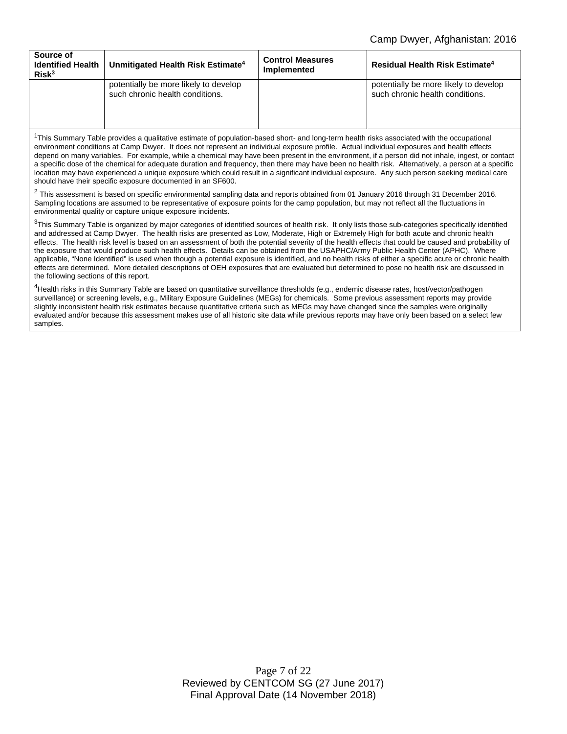| Source of Identified Health Risk[3] | Unmitigated Health Risk Estimate[4] | Control Measures Implemented | Residual Health Risk Estimate[4] |
| --- | --- | --- | --- |
| | potentially be more likely to develop such chronic health conditions. | | potentially be more likely to develop such chronic health conditions. |

[1]This Summary Table provides a qualitative estimate of population-based short- and long-term health risks associated with the occupational environment conditions at Camp Dwyer. It does not represent an individual exposure profile. Actual individual exposures and health effects depend on many variables. For example, while a chemical may have been present in the environment, if a person did not inhale, ingest, or contact a specific dose of the chemical for adequate duration and frequency, then there may have been no health risk. Alternatively, a person at a specific location may have experienced a unique exposure which could result in a significant individual exposure. Any such person seeking medical care should have their specific exposure documented in an SF600.

[2] This assessment is based on specific environmental sampling data and reports obtained from 01 January 2016 through 31 December 2016. Sampling locations are assumed to be representative of exposure points for the camp population, but may not reflect all the fluctuations in environmental quality or capture unique exposure incidents.

[3]This Summary Table is organized by major categories of identified sources of health risk. It only lists those sub-categories specifically identified and addressed at Camp Dwyer. The health risks are presented as Low, Moderate, High or Extremely High for both acute and chronic health effects. The health risk level is based on an assessment of both the potential severity of the health effects that could be caused and probability of the exposure that would produce such health effects. Details can be obtained from the USAPHC/Army Public Health Center (APHC). Where applicable, "None Identified" is used when though a potential exposure is identified, and no health risks of either a specific acute or chronic health effects are determined. More detailed descriptions of OEH exposures that are evaluated but determined to pose no health risk are discussed in the following sections of this report.

[4]Health risks in this Summary Table are based on quantitative surveillance thresholds (e.g., endemic disease rates, host/vector/pathogen surveillance) or screening levels, e.g., Military Exposure Guidelines (MEGs) for chemicals. Some previous assessment reports may provide slightly inconsistent health risk estimates because quantitative criteria such as MEGs may have changed since the samples were originally evaluated and/or because this assessment makes use of all historic site data while previous reports may have only been based on a select few samples.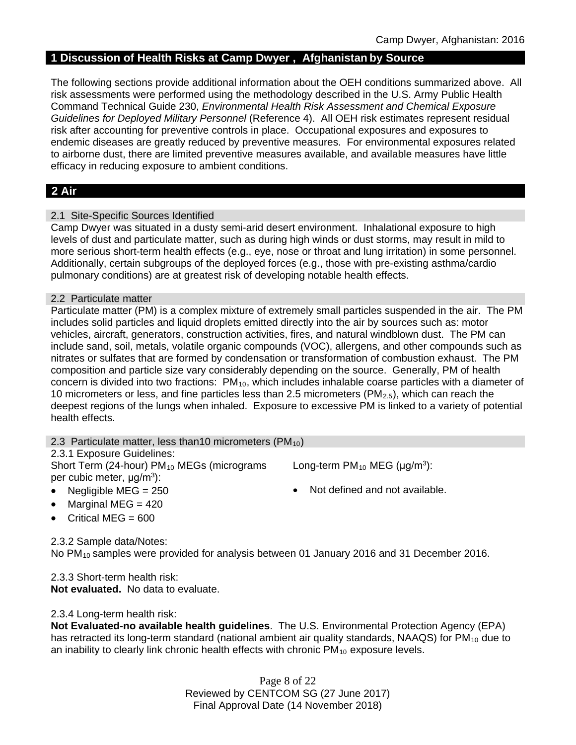## 1 Discussion of Health Risks at Camp Dwyer , Afghanistan by Source

The following sections provide additional information about the OEH conditions summarized above. All risk assessments were performed using the methodology described in the U.S. Army Public Health Command Technical Guide 230, *Environmental Health Risk Assessment and Chemical Exposure Guidelines for Deployed Military Personnel* (Reference 4). All OEH risk estimates represent residual risk after accounting for preventive controls in place. Occupational exposures and exposures to endemic diseases are greatly reduced by preventive measures. For environmental exposures related to airborne dust, there are limited preventive measures available, and available measures have little efficacy in reducing exposure to ambient conditions.

## 2 Air

### 2.1 Site-Specific Sources Identified

Camp Dwyer was situated in a dusty semi-arid desert environment. Inhalational exposure to high levels of dust and particulate matter, such as during high winds or dust storms, may result in mild to more serious short-term health effects (e.g., eye, nose or throat and lung irritation) in some personnel. Additionally, certain subgroups of the deployed forces (e.g., those with pre-existing asthma/cardio pulmonary conditions) are at greatest risk of developing notable health effects.

### 2.2 Particulate matter

Particulate matter (PM) is a complex mixture of extremely small particles suspended in the air. The PM includes solid particles and liquid droplets emitted directly into the air by sources such as: motor vehicles, aircraft, generators, construction activities, fires, and natural windblown dust. The PM can include sand, soil, metals, volatile organic compounds (VOC), allergens, and other compounds such as nitrates or sulfates that are formed by condensation or transformation of combustion exhaust. The PM composition and particle size vary considerably depending on the source. Generally, PM of health concern is divided into two fractions: $PM_{10}$, which includes inhalable coarse particles with a diameter of 10 micrometers or less, and fine particles less than 2.5 micrometers ($PM_{2.5}$), which can reach the deepest regions of the lungs when inhaled. Exposure to excessive PM is linked to a variety of potential health effects.

### 2.3 Particulate matter, less than10 micrometers ($PM_{10}$)

2.3.1 Exposure Guidelines:

Short Term (24-hour) $PM_{10}$ MEGs (micrograms per cubic meter, $\mu g/m^3$):

- Negligible MEG = 250
- Marginal MEG = 420
- Critical MEG = 600

Long-term $PM_{10}$ MEG ($\mu g/m^3$):

- Not defined and not available.

2.3.2 Sample data/Notes:

No $PM_{10}$ samples were provided for analysis between 01 January 2016 and 31 December 2016.

2.3.3 Short-term health risk:

**Not evaluated.** No data to evaluate.

2.3.4 Long-term health risk:

**Not Evaluated-no available health guidelines**. The U.S. Environmental Protection Agency (EPA) has retracted its long-term standard (national ambient air quality standards, NAAQS) for $PM_{10}$ due to an inability to clearly link chronic health effects with chronic $PM_{10}$ exposure levels.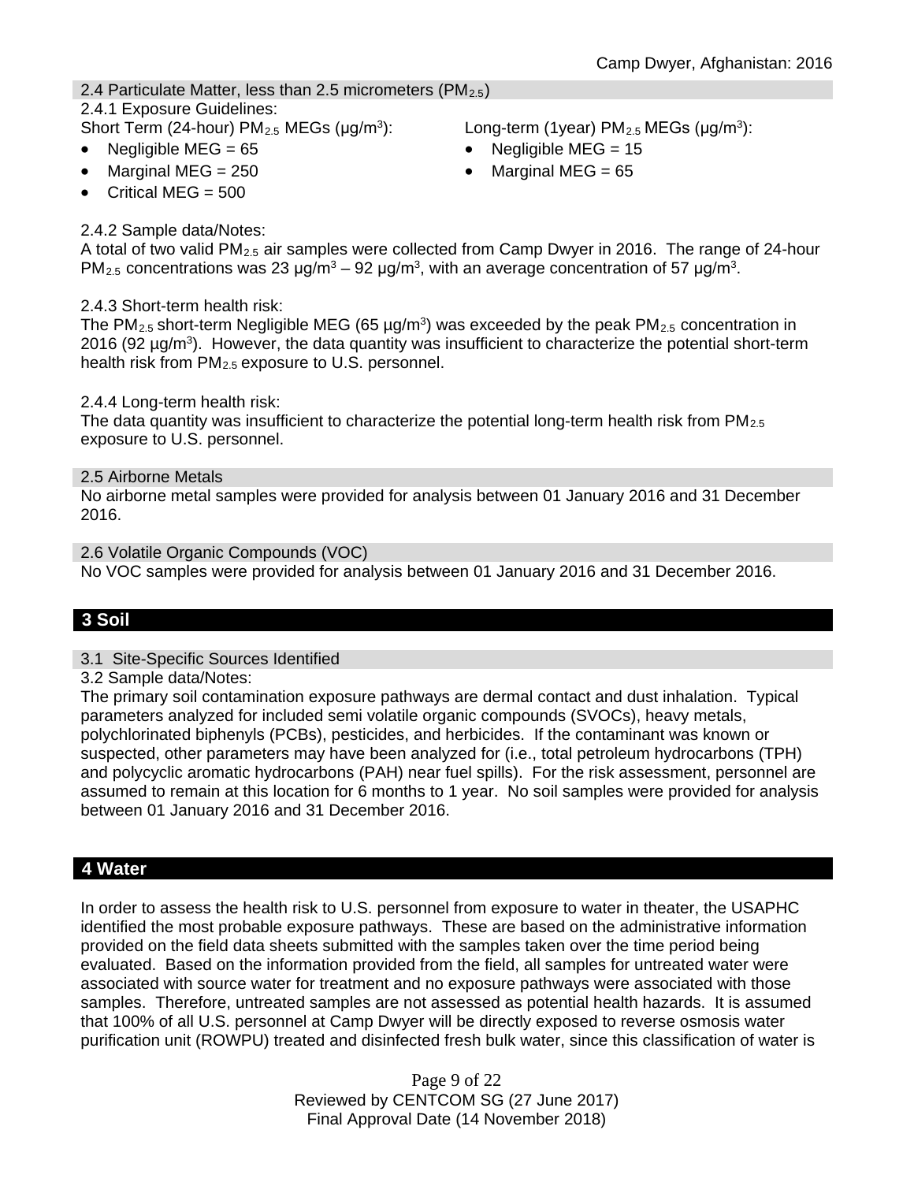### 2.4 Particulate Matter, less than 2.5 micrometers ($PM_{2.5}$)

2.4.1 Exposure Guidelines:

Short Term (24-hour) $PM_{2.5}$ MEGs (μg/m$^3$):

- Negligible MEG = 65
- Marginal MEG = 250
- Critical MEG = 500

Long-term (1year) $PM_{2.5}$ MEGs (μg/m$^3$):

- Negligible MEG = 15
- Marginal MEG = 65

2.4.2 Sample data/Notes:

A total of two valid $PM_{2.5}$ air samples were collected from Camp Dwyer in 2016. The range of 24-hour $PM_{2.5}$ concentrations was 23 μg/m$^3$ – 92 μg/m$^3$, with an average concentration of 57 μg/m$^3$.

2.4.3 Short-term health risk:

The $PM_{2.5}$ short-term Negligible MEG (65 μg/m$^3$) was exceeded by the peak $PM_{2.5}$ concentration in 2016 (92 μg/m$^3$). However, the data quantity was insufficient to characterize the potential short-term health risk from $PM_{2.5}$ exposure to U.S. personnel.

2.4.4 Long-term health risk:

The data quantity was insufficient to characterize the potential long-term health risk from $PM_{2.5}$ exposure to U.S. personnel.

### 2.5 Airborne Metals

No airborne metal samples were provided for analysis between 01 January 2016 and 31 December 2016.

### 2.6 Volatile Organic Compounds (VOC)

No VOC samples were provided for analysis between 01 January 2016 and 31 December 2016.

## 3 Soil

### 3.1 Site-Specific Sources Identified

3.2 Sample data/Notes:

The primary soil contamination exposure pathways are dermal contact and dust inhalation. Typical parameters analyzed for included semi volatile organic compounds (SVOCs), heavy metals, polychlorinated biphenyls (PCBs), pesticides, and herbicides. If the contaminant was known or suspected, other parameters may have been analyzed for (i.e., total petroleum hydrocarbons (TPH) and polycyclic aromatic hydrocarbons (PAH) near fuel spills). For the risk assessment, personnel are assumed to remain at this location for 6 months to 1 year. No soil samples were provided for analysis between 01 January 2016 and 31 December 2016.

## 4 Water

In order to assess the health risk to U.S. personnel from exposure to water in theater, the USAPHC identified the most probable exposure pathways. These are based on the administrative information provided on the field data sheets submitted with the samples taken over the time period being evaluated. Based on the information provided from the field, all samples for untreated water were associated with source water for treatment and no exposure pathways were associated with those samples. Therefore, untreated samples are not assessed as potential health hazards. It is assumed that 100% of all U.S. personnel at Camp Dwyer will be directly exposed to reverse osmosis water purification unit (ROWPU) treated and disinfected fresh bulk water, since this classification of water is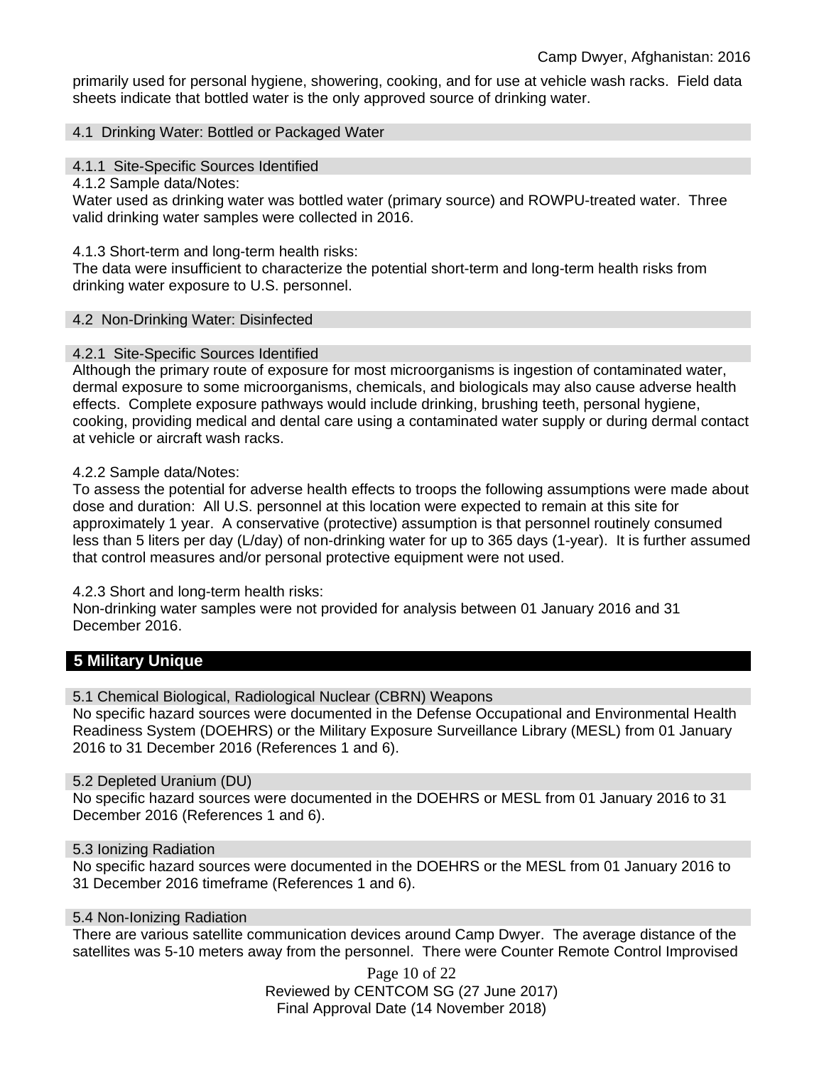primarily used for personal hygiene, showering, cooking, and for use at vehicle wash racks. Field data sheets indicate that bottled water is the only approved source of drinking water.

### 4.1 Drinking Water: Bottled or Packaged Water

#### 4.1.1 Site-Specific Sources Identified

4.1.2 Sample data/Notes:

Water used as drinking water was bottled water (primary source) and ROWPU-treated water. Three valid drinking water samples were collected in 2016.

4.1.3 Short-term and long-term health risks:

The data were insufficient to characterize the potential short-term and long-term health risks from drinking water exposure to U.S. personnel.

### 4.2 Non-Drinking Water: Disinfected

#### 4.2.1 Site-Specific Sources Identified

Although the primary route of exposure for most microorganisms is ingestion of contaminated water, dermal exposure to some microorganisms, chemicals, and biologicals may also cause adverse health effects. Complete exposure pathways would include drinking, brushing teeth, personal hygiene, cooking, providing medical and dental care using a contaminated water supply or during dermal contact at vehicle or aircraft wash racks.

4.2.2 Sample data/Notes:

To assess the potential for adverse health effects to troops the following assumptions were made about dose and duration: All U.S. personnel at this location were expected to remain at this site for approximately 1 year. A conservative (protective) assumption is that personnel routinely consumed less than 5 liters per day (L/day) of non-drinking water for up to 365 days (1-year). It is further assumed that control measures and/or personal protective equipment were not used.

4.2.3 Short and long-term health risks:

Non-drinking water samples were not provided for analysis between 01 January 2016 and 31 December 2016.

## 5 Military Unique

### 5.1 Chemical Biological, Radiological Nuclear (CBRN) Weapons

No specific hazard sources were documented in the Defense Occupational and Environmental Health Readiness System (DOEHRS) or the Military Exposure Surveillance Library (MESL) from 01 January 2016 to 31 December 2016 (References 1 and 6).

### 5.2 Depleted Uranium (DU)

No specific hazard sources were documented in the DOEHRS or MESL from 01 January 2016 to 31 December 2016 (References 1 and 6).

### 5.3 Ionizing Radiation

No specific hazard sources were documented in the DOEHRS or the MESL from 01 January 2016 to 31 December 2016 timeframe (References 1 and 6).

### 5.4 Non-Ionizing Radiation

There are various satellite communication devices around Camp Dwyer. The average distance of the satellites was 5-10 meters away from the personnel. There were Counter Remote Control Improvised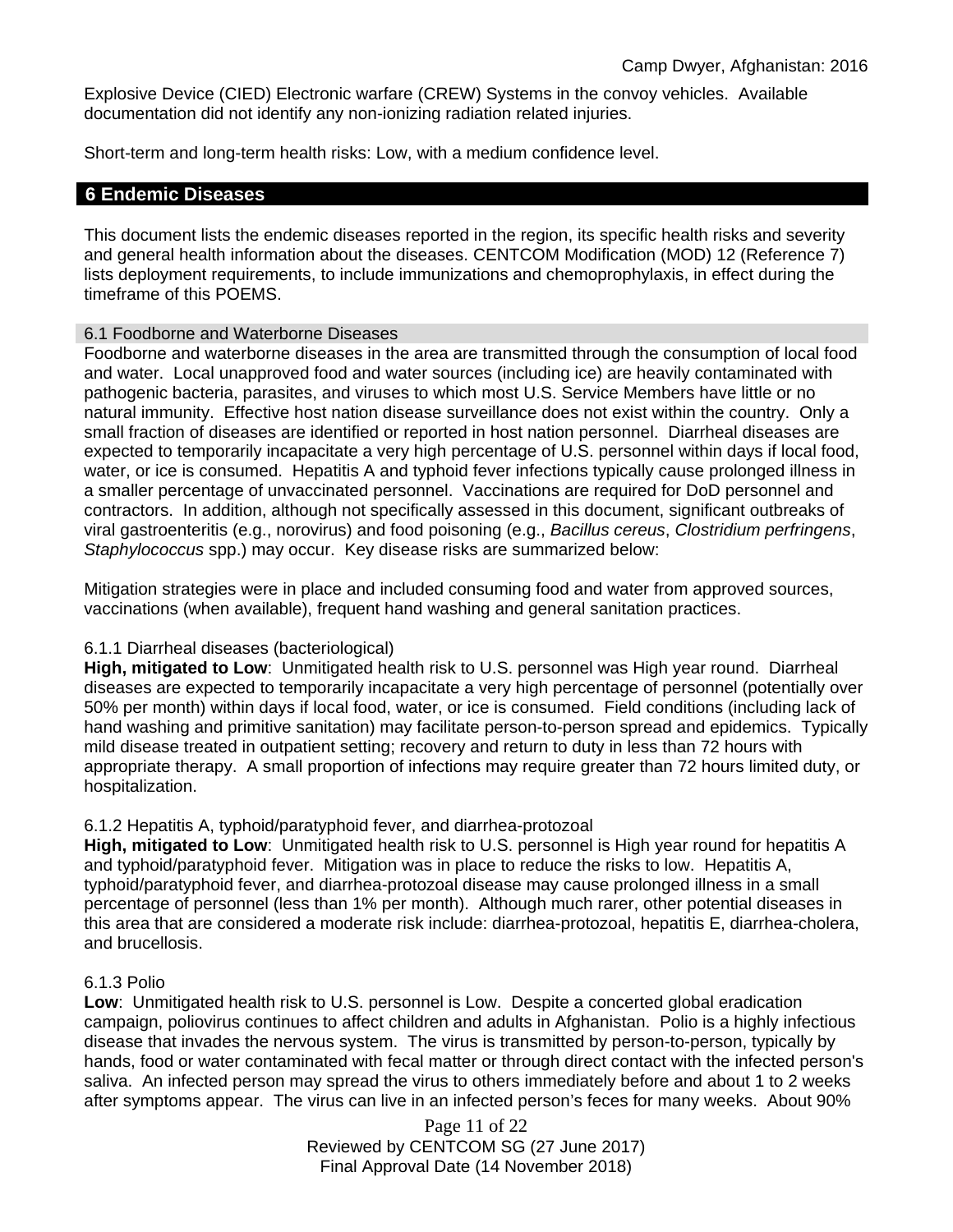Explosive Device (CIED) Electronic warfare (CREW) Systems in the convoy vehicles. Available documentation did not identify any non-ionizing radiation related injuries.

Short-term and long-term health risks: Low, with a medium confidence level.

## 6 Endemic Diseases

This document lists the endemic diseases reported in the region, its specific health risks and severity and general health information about the diseases. CENTCOM Modification (MOD) 12 (Reference 7) lists deployment requirements, to include immunizations and chemoprophylaxis, in effect during the timeframe of this POEMS.

### 6.1 Foodborne and Waterborne Diseases

Foodborne and waterborne diseases in the area are transmitted through the consumption of local food and water. Local unapproved food and water sources (including ice) are heavily contaminated with pathogenic bacteria, parasites, and viruses to which most U.S. Service Members have little or no natural immunity. Effective host nation disease surveillance does not exist within the country. Only a small fraction of diseases are identified or reported in host nation personnel. Diarrheal diseases are expected to temporarily incapacitate a very high percentage of U.S. personnel within days if local food, water, or ice is consumed. Hepatitis A and typhoid fever infections typically cause prolonged illness in a smaller percentage of unvaccinated personnel. Vaccinations are required for DoD personnel and contractors. In addition, although not specifically assessed in this document, significant outbreaks of viral gastroenteritis (e.g., norovirus) and food poisoning (e.g., *Bacillus cereus*, *Clostridium perfringens*, *Staphylococcus* spp.) may occur. Key disease risks are summarized below:

Mitigation strategies were in place and included consuming food and water from approved sources, vaccinations (when available), frequent hand washing and general sanitation practices.

#### 6.1.1 Diarrheal diseases (bacteriological)

**High, mitigated to Low**: Unmitigated health risk to U.S. personnel was High year round. Diarrheal diseases are expected to temporarily incapacitate a very high percentage of personnel (potentially over 50% per month) within days if local food, water, or ice is consumed. Field conditions (including lack of hand washing and primitive sanitation) may facilitate person-to-person spread and epidemics. Typically mild disease treated in outpatient setting; recovery and return to duty in less than 72 hours with appropriate therapy. A small proportion of infections may require greater than 72 hours limited duty, or hospitalization.

#### 6.1.2 Hepatitis A, typhoid/paratyphoid fever, and diarrhea-protozoal

**High, mitigated to Low**: Unmitigated health risk to U.S. personnel is High year round for hepatitis A and typhoid/paratyphoid fever. Mitigation was in place to reduce the risks to low. Hepatitis A, typhoid/paratyphoid fever, and diarrhea-protozoal disease may cause prolonged illness in a small percentage of personnel (less than 1% per month). Although much rarer, other potential diseases in this area that are considered a moderate risk include: diarrhea-protozoal, hepatitis E, diarrhea-cholera, and brucellosis.

#### 6.1.3 Polio

**Low**: Unmitigated health risk to U.S. personnel is Low. Despite a concerted global eradication campaign, poliovirus continues to affect children and adults in Afghanistan. Polio is a highly infectious disease that invades the nervous system. The virus is transmitted by person-to-person, typically by hands, food or water contaminated with fecal matter or through direct contact with the infected person's saliva. An infected person may spread the virus to others immediately before and about 1 to 2 weeks after symptoms appear. The virus can live in an infected person’s feces for many weeks. About 90%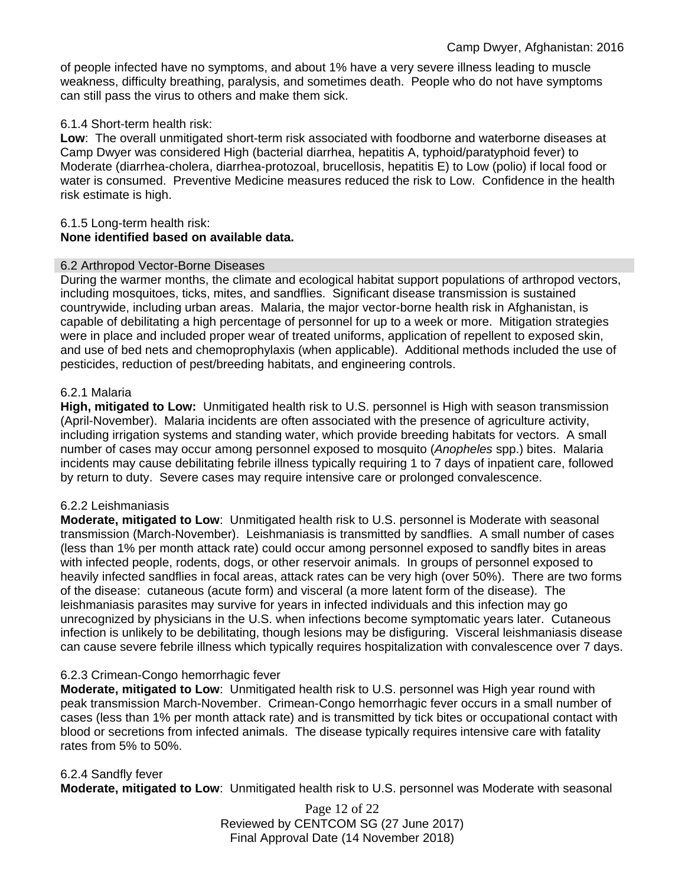of people infected have no symptoms, and about 1% have a very severe illness leading to muscle weakness, difficulty breathing, paralysis, and sometimes death. People who do not have symptoms can still pass the virus to others and make them sick.

6.1.4 Short-term health risk:

**Low**: The overall unmitigated short-term risk associated with foodborne and waterborne diseases at Camp Dwyer was considered High (bacterial diarrhea, hepatitis A, typhoid/paratyphoid fever) to Moderate (diarrhea-cholera, diarrhea-protozoal, brucellosis, hepatitis E) to Low (polio) if local food or water is consumed. Preventive Medicine measures reduced the risk to Low. Confidence in the health risk estimate is high.

6.1.5 Long-term health risk:

**None identified based on available data.**

## 6.2 Arthropod Vector-Borne Diseases

During the warmer months, the climate and ecological habitat support populations of arthropod vectors, including mosquitoes, ticks, mites, and sandflies. Significant disease transmission is sustained countrywide, including urban areas. Malaria, the major vector-borne health risk in Afghanistan, is capable of debilitating a high percentage of personnel for up to a week or more. Mitigation strategies were in place and included proper wear of treated uniforms, application of repellent to exposed skin, and use of bed nets and chemoprophylaxis (when applicable). Additional methods included the use of pesticides, reduction of pest/breeding habitats, and engineering controls.

### 6.2.1 Malaria

**High, mitigated to Low:** Unmitigated health risk to U.S. personnel is High with season transmission (April-November). Malaria incidents are often associated with the presence of agriculture activity, including irrigation systems and standing water, which provide breeding habitats for vectors. A small number of cases may occur among personnel exposed to mosquito (*Anopheles* spp.) bites. Malaria incidents may cause debilitating febrile illness typically requiring 1 to 7 days of inpatient care, followed by return to duty. Severe cases may require intensive care or prolonged convalescence.

### 6.2.2 Leishmaniasis

**Moderate, mitigated to Low**: Unmitigated health risk to U.S. personnel is Moderate with seasonal transmission (March-November). Leishmaniasis is transmitted by sandflies. A small number of cases (less than 1% per month attack rate) could occur among personnel exposed to sandfly bites in areas with infected people, rodents, dogs, or other reservoir animals. In groups of personnel exposed to heavily infected sandflies in focal areas, attack rates can be very high (over 50%). There are two forms of the disease: cutaneous (acute form) and visceral (a more latent form of the disease). The leishmaniasis parasites may survive for years in infected individuals and this infection may go unrecognized by physicians in the U.S. when infections become symptomatic years later. Cutaneous infection is unlikely to be debilitating, though lesions may be disfiguring. Visceral leishmaniasis disease can cause severe febrile illness which typically requires hospitalization with convalescence over 7 days.

### 6.2.3 Crimean-Congo hemorrhagic fever

**Moderate, mitigated to Low**: Unmitigated health risk to U.S. personnel was High year round with peak transmission March-November. Crimean-Congo hemorrhagic fever occurs in a small number of cases (less than 1% per month attack rate) and is transmitted by tick bites or occupational contact with blood or secretions from infected animals. The disease typically requires intensive care with fatality rates from 5% to 50%.

### 6.2.4 Sandfly fever

**Moderate, mitigated to Low**: Unmitigated health risk to U.S. personnel was Moderate with seasonal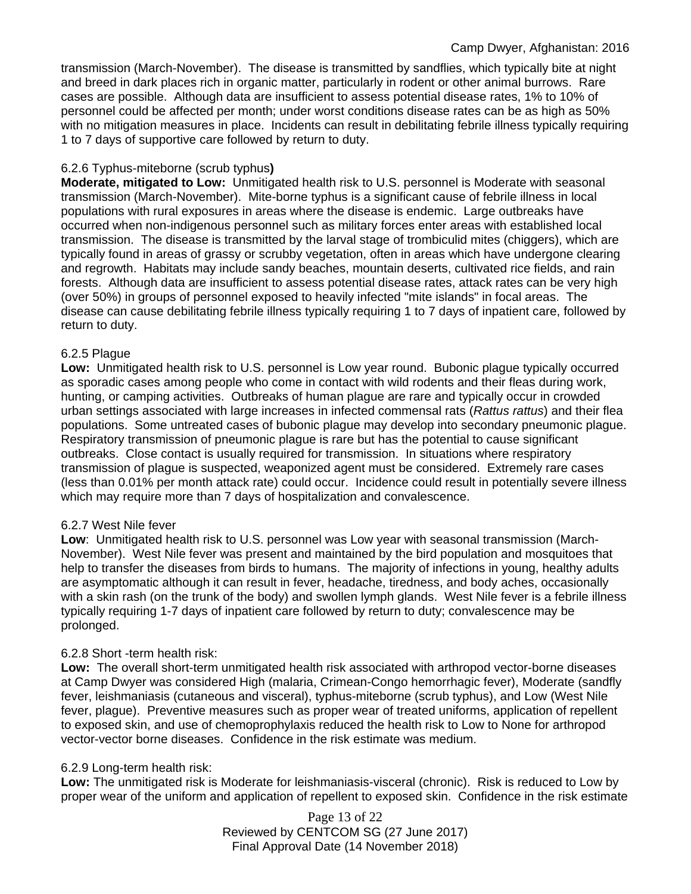transmission (March-November). The disease is transmitted by sandflies, which typically bite at night and breed in dark places rich in organic matter, particularly in rodent or other animal burrows. Rare cases are possible. Although data are insufficient to assess potential disease rates, 1% to 10% of personnel could be affected per month; under worst conditions disease rates can be as high as 50% with no mitigation measures in place. Incidents can result in debilitating febrile illness typically requiring 1 to 7 days of supportive care followed by return to duty.

6.2.6 Typhus-miteborne (scrub typhus**)**

**Moderate, mitigated to Low:** Unmitigated health risk to U.S. personnel is Moderate with seasonal transmission (March-November). Mite-borne typhus is a significant cause of febrile illness in local populations with rural exposures in areas where the disease is endemic. Large outbreaks have occurred when non-indigenous personnel such as military forces enter areas with established local transmission. The disease is transmitted by the larval stage of trombiculid mites (chiggers), which are typically found in areas of grassy or scrubby vegetation, often in areas which have undergone clearing and regrowth. Habitats may include sandy beaches, mountain deserts, cultivated rice fields, and rain forests. Although data are insufficient to assess potential disease rates, attack rates can be very high (over 50%) in groups of personnel exposed to heavily infected "mite islands" in focal areas. The disease can cause debilitating febrile illness typically requiring 1 to 7 days of inpatient care, followed by return to duty.

6.2.5 Plague

**Low:** Unmitigated health risk to U.S. personnel is Low year round. Bubonic plague typically occurred as sporadic cases among people who come in contact with wild rodents and their fleas during work, hunting, or camping activities. Outbreaks of human plague are rare and typically occur in crowded urban settings associated with large increases in infected commensal rats (*Rattus rattus*) and their flea populations. Some untreated cases of bubonic plague may develop into secondary pneumonic plague. Respiratory transmission of pneumonic plague is rare but has the potential to cause significant outbreaks. Close contact is usually required for transmission. In situations where respiratory transmission of plague is suspected, weaponized agent must be considered. Extremely rare cases (less than 0.01% per month attack rate) could occur. Incidence could result in potentially severe illness which may require more than 7 days of hospitalization and convalescence.

6.2.7 West Nile fever

**Low**: Unmitigated health risk to U.S. personnel was Low year with seasonal transmission (March-November). West Nile fever was present and maintained by the bird population and mosquitoes that help to transfer the diseases from birds to humans. The majority of infections in young, healthy adults are asymptomatic although it can result in fever, headache, tiredness, and body aches, occasionally with a skin rash (on the trunk of the body) and swollen lymph glands. West Nile fever is a febrile illness typically requiring 1-7 days of inpatient care followed by return to duty; convalescence may be prolonged.

6.2.8 Short -term health risk:

**Low:** The overall short-term unmitigated health risk associated with arthropod vector-borne diseases at Camp Dwyer was considered High (malaria, Crimean-Congo hemorrhagic fever), Moderate (sandfly fever, leishmaniasis (cutaneous and visceral), typhus-miteborne (scrub typhus), and Low (West Nile fever, plague). Preventive measures such as proper wear of treated uniforms, application of repellent to exposed skin, and use of chemoprophylaxis reduced the health risk to Low to None for arthropod vector-vector borne diseases. Confidence in the risk estimate was medium.

6.2.9 Long-term health risk:

**Low:** The unmitigated risk is Moderate for leishmaniasis-visceral (chronic). Risk is reduced to Low by proper wear of the uniform and application of repellent to exposed skin. Confidence in the risk estimate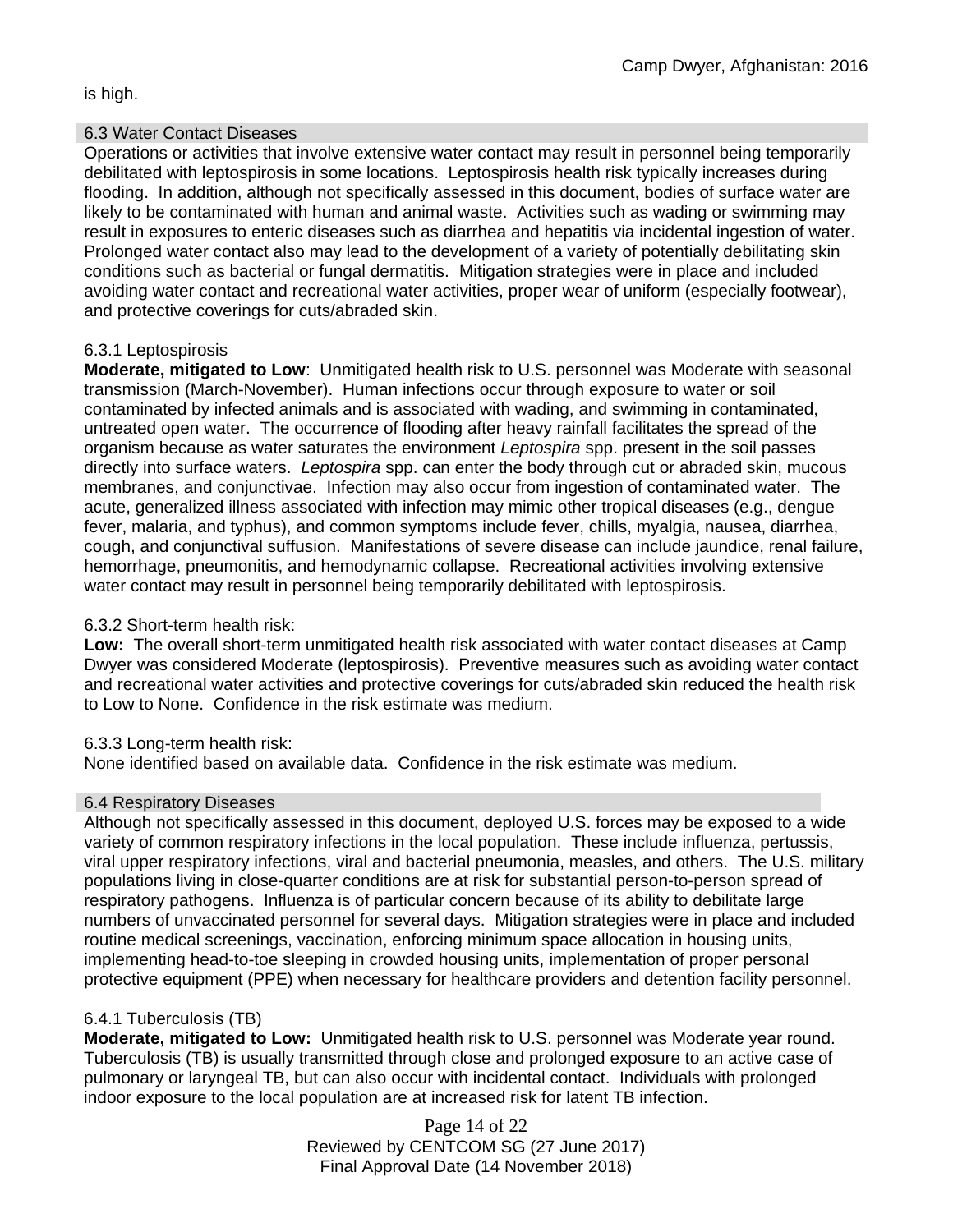is high.

### 6.3 Water Contact Diseases

Operations or activities that involve extensive water contact may result in personnel being temporarily debilitated with leptospirosis in some locations. Leptospirosis health risk typically increases during flooding. In addition, although not specifically assessed in this document, bodies of surface water are likely to be contaminated with human and animal waste. Activities such as wading or swimming may result in exposures to enteric diseases such as diarrhea and hepatitis via incidental ingestion of water. Prolonged water contact also may lead to the development of a variety of potentially debilitating skin conditions such as bacterial or fungal dermatitis. Mitigation strategies were in place and included avoiding water contact and recreational water activities, proper wear of uniform (especially footwear), and protective coverings for cuts/abraded skin.

#### 6.3.1 Leptospirosis

**Moderate, mitigated to Low**: Unmitigated health risk to U.S. personnel was Moderate with seasonal transmission (March-November). Human infections occur through exposure to water or soil contaminated by infected animals and is associated with wading, and swimming in contaminated, untreated open water. The occurrence of flooding after heavy rainfall facilitates the spread of the organism because as water saturates the environment *Leptospira* spp. present in the soil passes directly into surface waters. *Leptospira* spp. can enter the body through cut or abraded skin, mucous membranes, and conjunctivae. Infection may also occur from ingestion of contaminated water. The acute, generalized illness associated with infection may mimic other tropical diseases (e.g., dengue fever, malaria, and typhus), and common symptoms include fever, chills, myalgia, nausea, diarrhea, cough, and conjunctival suffusion. Manifestations of severe disease can include jaundice, renal failure, hemorrhage, pneumonitis, and hemodynamic collapse. Recreational activities involving extensive water contact may result in personnel being temporarily debilitated with leptospirosis.

#### 6.3.2 Short-term health risk:

**Low:** The overall short-term unmitigated health risk associated with water contact diseases at Camp Dwyer was considered Moderate (leptospirosis). Preventive measures such as avoiding water contact and recreational water activities and protective coverings for cuts/abraded skin reduced the health risk to Low to None. Confidence in the risk estimate was medium.

#### 6.3.3 Long-term health risk:

None identified based on available data. Confidence in the risk estimate was medium.

### 6.4 Respiratory Diseases

Although not specifically assessed in this document, deployed U.S. forces may be exposed to a wide variety of common respiratory infections in the local population. These include influenza, pertussis, viral upper respiratory infections, viral and bacterial pneumonia, measles, and others. The U.S. military populations living in close-quarter conditions are at risk for substantial person-to-person spread of respiratory pathogens. Influenza is of particular concern because of its ability to debilitate large numbers of unvaccinated personnel for several days. Mitigation strategies were in place and included routine medical screenings, vaccination, enforcing minimum space allocation in housing units, implementing head-to-toe sleeping in crowded housing units, implementation of proper personal protective equipment (PPE) when necessary for healthcare providers and detention facility personnel.

#### 6.4.1 Tuberculosis (TB)

**Moderate, mitigated to Low:** Unmitigated health risk to U.S. personnel was Moderate year round. Tuberculosis (TB) is usually transmitted through close and prolonged exposure to an active case of pulmonary or laryngeal TB, but can also occur with incidental contact. Individuals with prolonged indoor exposure to the local population are at increased risk for latent TB infection.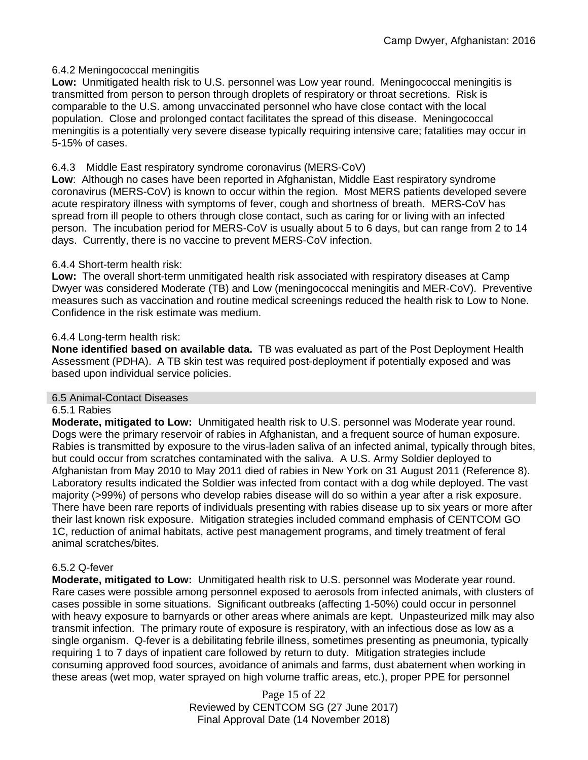### 6.4.2 Meningococcal meningitis

**Low:** Unmitigated health risk to U.S. personnel was Low year round. Meningococcal meningitis is transmitted from person to person through droplets of respiratory or throat secretions. Risk is comparable to the U.S. among unvaccinated personnel who have close contact with the local population. Close and prolonged contact facilitates the spread of this disease. Meningococcal meningitis is a potentially very severe disease typically requiring intensive care; fatalities may occur in 5-15% of cases.

### 6.4.3 Middle East respiratory syndrome coronavirus (MERS-CoV)

**Low**: Although no cases have been reported in Afghanistan, Middle East respiratory syndrome coronavirus (MERS-CoV) is known to occur within the region. Most MERS patients developed severe acute respiratory illness with symptoms of fever, cough and shortness of breath. MERS-CoV has spread from ill people to others through close contact, such as caring for or living with an infected person. The incubation period for MERS-CoV is usually about 5 to 6 days, but can range from 2 to 14 days. Currently, there is no vaccine to prevent MERS-CoV infection.

### 6.4.4 Short-term health risk:

**Low:** The overall short-term unmitigated health risk associated with respiratory diseases at Camp Dwyer was considered Moderate (TB) and Low (meningococcal meningitis and MER-CoV). Preventive measures such as vaccination and routine medical screenings reduced the health risk to Low to None. Confidence in the risk estimate was medium.

### 6.4.4 Long-term health risk:

**None identified based on available data.** TB was evaluated as part of the Post Deployment Health Assessment (PDHA). A TB skin test was required post-deployment if potentially exposed and was based upon individual service policies.

## 6.5 Animal-Contact Diseases

### 6.5.1 Rabies

**Moderate, mitigated to Low:** Unmitigated health risk to U.S. personnel was Moderate year round. Dogs were the primary reservoir of rabies in Afghanistan, and a frequent source of human exposure. Rabies is transmitted by exposure to the virus-laden saliva of an infected animal, typically through bites, but could occur from scratches contaminated with the saliva. A U.S. Army Soldier deployed to Afghanistan from May 2010 to May 2011 died of rabies in New York on 31 August 2011 (Reference 8). Laboratory results indicated the Soldier was infected from contact with a dog while deployed. The vast majority (>99%) of persons who develop rabies disease will do so within a year after a risk exposure. There have been rare reports of individuals presenting with rabies disease up to six years or more after their last known risk exposure. Mitigation strategies included command emphasis of CENTCOM GO 1C, reduction of animal habitats, active pest management programs, and timely treatment of feral animal scratches/bites.

### 6.5.2 Q-fever

**Moderate, mitigated to Low:** Unmitigated health risk to U.S. personnel was Moderate year round. Rare cases were possible among personnel exposed to aerosols from infected animals, with clusters of cases possible in some situations. Significant outbreaks (affecting 1-50%) could occur in personnel with heavy exposure to barnyards or other areas where animals are kept. Unpasteurized milk may also transmit infection. The primary route of exposure is respiratory, with an infectious dose as low as a single organism. Q-fever is a debilitating febrile illness, sometimes presenting as pneumonia, typically requiring 1 to 7 days of inpatient care followed by return to duty. Mitigation strategies include consuming approved food sources, avoidance of animals and farms, dust abatement when working in these areas (wet mop, water sprayed on high volume traffic areas, etc.), proper PPE for personnel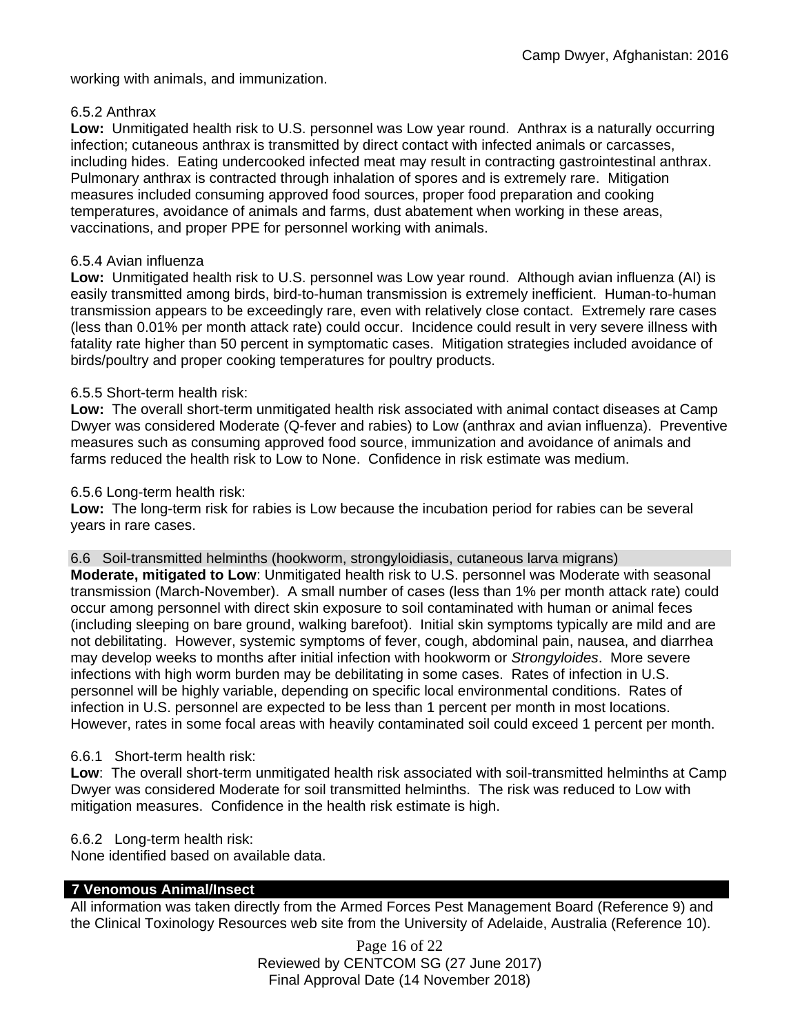working with animals, and immunization.

6.5.2 Anthrax

**Low:** Unmitigated health risk to U.S. personnel was Low year round. Anthrax is a naturally occurring infection; cutaneous anthrax is transmitted by direct contact with infected animals or carcasses, including hides. Eating undercooked infected meat may result in contracting gastrointestinal anthrax. Pulmonary anthrax is contracted through inhalation of spores and is extremely rare. Mitigation measures included consuming approved food sources, proper food preparation and cooking temperatures, avoidance of animals and farms, dust abatement when working in these areas, vaccinations, and proper PPE for personnel working with animals.

6.5.4 Avian influenza

**Low:** Unmitigated health risk to U.S. personnel was Low year round. Although avian influenza (AI) is easily transmitted among birds, bird-to-human transmission is extremely inefficient. Human-to-human transmission appears to be exceedingly rare, even with relatively close contact. Extremely rare cases (less than 0.01% per month attack rate) could occur. Incidence could result in very severe illness with fatality rate higher than 50 percent in symptomatic cases. Mitigation strategies included avoidance of birds/poultry and proper cooking temperatures for poultry products.

6.5.5 Short-term health risk:

**Low:** The overall short-term unmitigated health risk associated with animal contact diseases at Camp Dwyer was considered Moderate (Q-fever and rabies) to Low (anthrax and avian influenza). Preventive measures such as consuming approved food source, immunization and avoidance of animals and farms reduced the health risk to Low to None. Confidence in risk estimate was medium.

6.5.6 Long-term health risk:

**Low:** The long-term risk for rabies is Low because the incubation period for rabies can be several years in rare cases.

## 6.6 Soil-transmitted helminths (hookworm, strongyloidiasis, cutaneous larva migrans)

**Moderate, mitigated to Low**: Unmitigated health risk to U.S. personnel was Moderate with seasonal transmission (March-November). A small number of cases (less than 1% per month attack rate) could occur among personnel with direct skin exposure to soil contaminated with human or animal feces (including sleeping on bare ground, walking barefoot). Initial skin symptoms typically are mild and are not debilitating. However, systemic symptoms of fever, cough, abdominal pain, nausea, and diarrhea may develop weeks to months after initial infection with hookworm or *Strongyloides*. More severe infections with high worm burden may be debilitating in some cases. Rates of infection in U.S. personnel will be highly variable, depending on specific local environmental conditions. Rates of infection in U.S. personnel are expected to be less than 1 percent per month in most locations. However, rates in some focal areas with heavily contaminated soil could exceed 1 percent per month.

6.6.1 Short-term health risk:

**Low**: The overall short-term unmitigated health risk associated with soil-transmitted helminths at Camp Dwyer was considered Moderate for soil transmitted helminths. The risk was reduced to Low with mitigation measures. Confidence in the health risk estimate is high.

6.6.2 Long-term health risk:

None identified based on available data.

# 7 Venomous Animal/Insect

All information was taken directly from the Armed Forces Pest Management Board (Reference 9) and the Clinical Toxinology Resources web site from the University of Adelaide, Australia (Reference 10).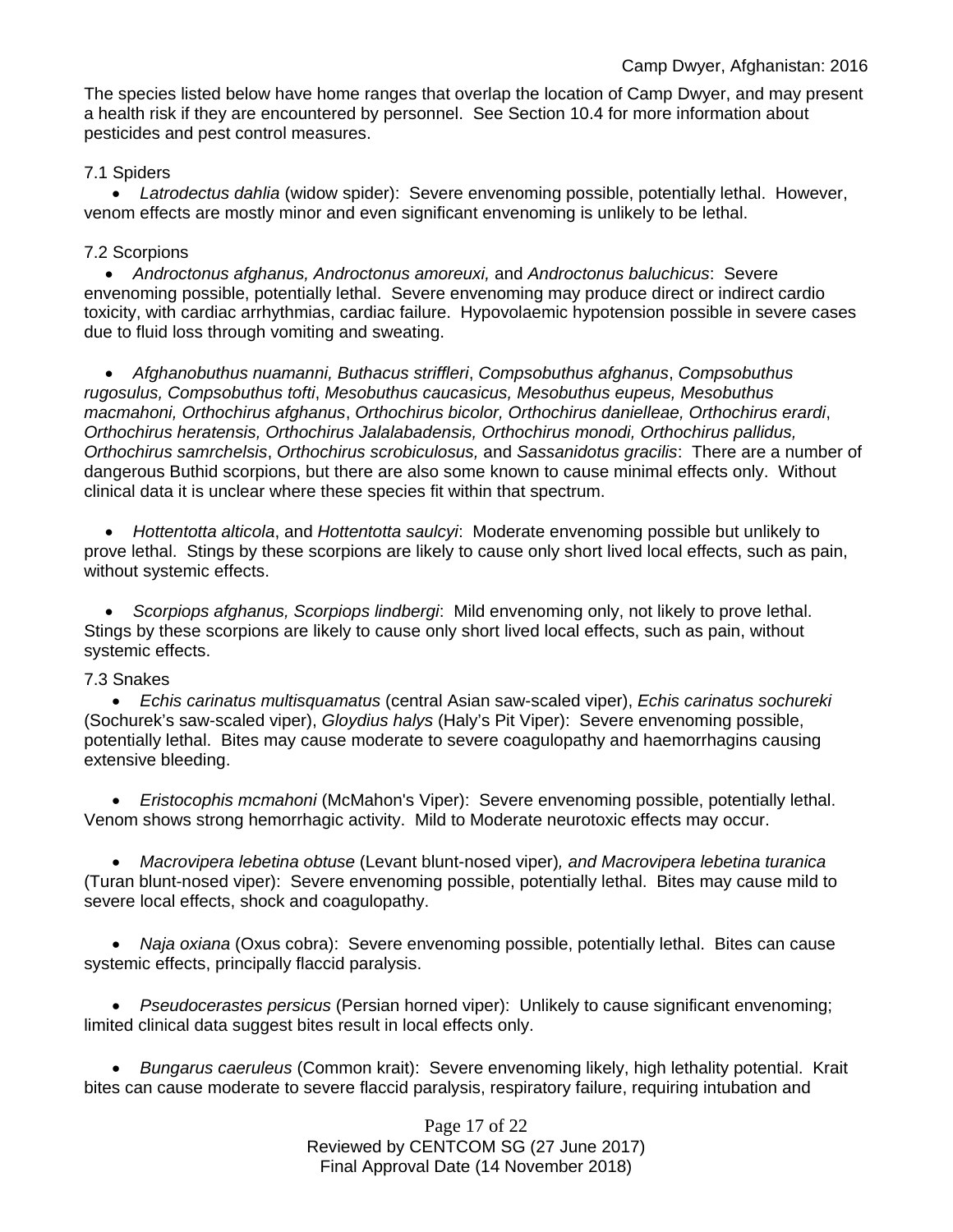The species listed below have home ranges that overlap the location of Camp Dwyer, and may present a health risk if they are encountered by personnel. See Section 10.4 for more information about pesticides and pest control measures.

### 7.1 Spiders

- *Latrodectus dahlia* (widow spider): Severe envenoming possible, potentially lethal. However, venom effects are mostly minor and even significant envenoming is unlikely to be lethal.

### 7.2 Scorpions

- *Androctonus afghanus, Androctonus amoreuxi,* and *Androctonus baluchicus*: Severe envenoming possible, potentially lethal. Severe envenoming may produce direct or indirect cardio toxicity, with cardiac arrhythmias, cardiac failure. Hypovolaemic hypotension possible in severe cases due to fluid loss through vomiting and sweating.

- *Afghanobuthus nuamanni, Buthacus striffleri*, *Compsobuthus afghanus*, *Compsobuthus rugosulus, Compsobuthus tofti*, *Mesobuthus caucasicus, Mesobuthus eupeus, Mesobuthus macmahoni, Orthochirus afghanus*, *Orthochirus bicolor, Orthochirus danielleae, Orthochirus erardi*, *Orthochirus heratensis, Orthochirus Jalalabadensis, Orthochirus monodi, Orthochirus pallidus, Orthochirus samrchelsis*, *Orthochirus scrobiculosus,* and *Sassanidotus gracilis*: There are a number of dangerous Buthid scorpions, but there are also some known to cause minimal effects only. Without clinical data it is unclear where these species fit within that spectrum.

- *Hottentotta alticola*, and *Hottentotta saulcyi*: Moderate envenoming possible but unlikely to prove lethal. Stings by these scorpions are likely to cause only short lived local effects, such as pain, without systemic effects.

- *Scorpiops afghanus, Scorpiops lindbergi*: Mild envenoming only, not likely to prove lethal. Stings by these scorpions are likely to cause only short lived local effects, such as pain, without systemic effects.

### 7.3 Snakes

- *Echis carinatus multisquamatus* (central Asian saw-scaled viper), *Echis carinatus sochureki* (Sochurek's saw-scaled viper), *Gloydius halys* (Haly's Pit Viper): Severe envenoming possible, potentially lethal. Bites may cause moderate to severe coagulopathy and haemorrhagins causing extensive bleeding.

- *Eristocophis mcmahoni* (McMahon's Viper): Severe envenoming possible, potentially lethal. Venom shows strong hemorrhagic activity. Mild to Moderate neurotoxic effects may occur.

- *Macrovipera lebetina obtuse* (Levant blunt-nosed viper)*, and Macrovipera lebetina turanica* (Turan blunt-nosed viper): Severe envenoming possible, potentially lethal. Bites may cause mild to severe local effects, shock and coagulopathy.

- *Naja oxiana* (Oxus cobra): Severe envenoming possible, potentially lethal. Bites can cause systemic effects, principally flaccid paralysis.

- *Pseudocerastes persicus* (Persian horned viper): Unlikely to cause significant envenoming; limited clinical data suggest bites result in local effects only.

- *Bungarus caeruleus* (Common krait): Severe envenoming likely, high lethality potential. Krait bites can cause moderate to severe flaccid paralysis, respiratory failure, requiring intubation and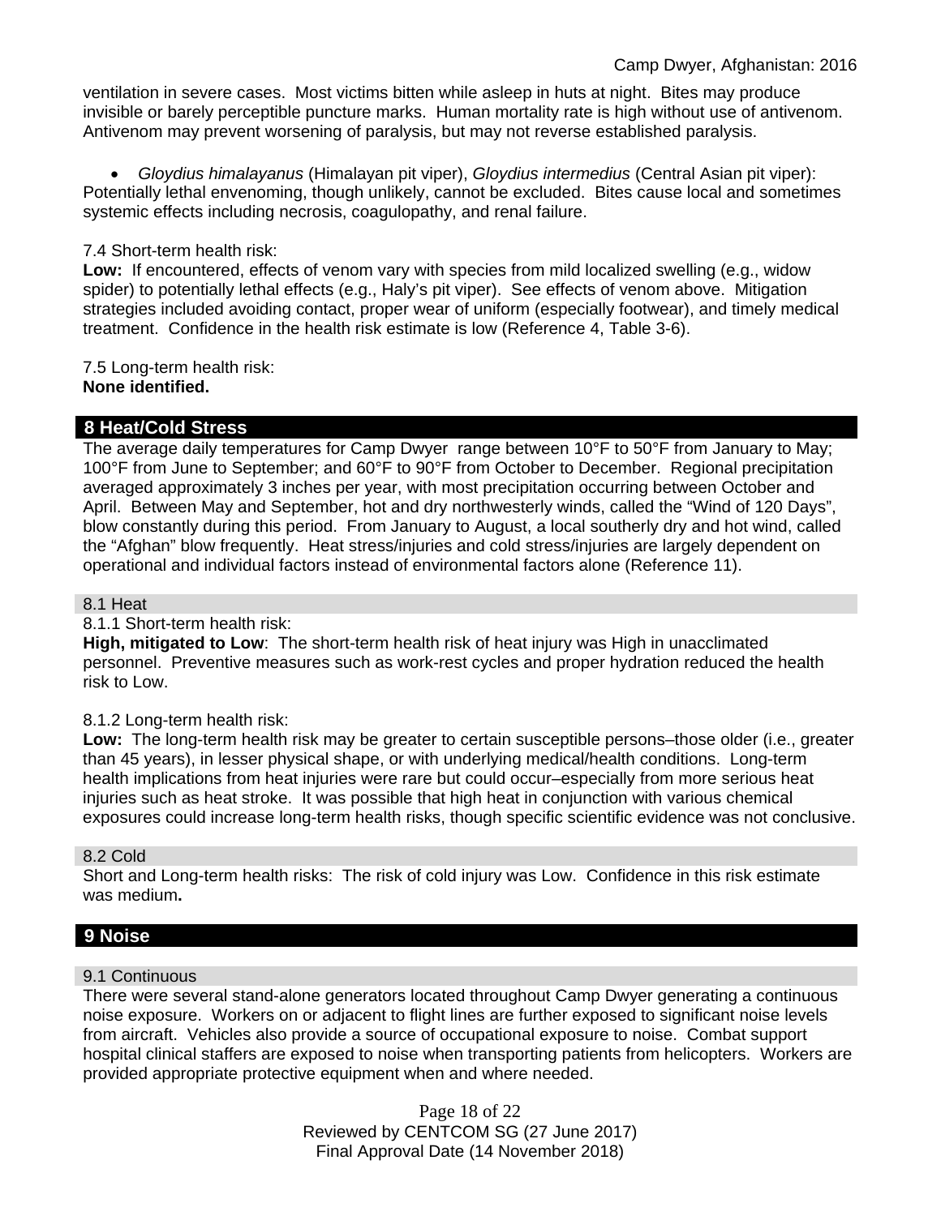ventilation in severe cases. Most victims bitten while asleep in huts at night. Bites may produce invisible or barely perceptible puncture marks. Human mortality rate is high without use of antivenom. Antivenom may prevent worsening of paralysis, but may not reverse established paralysis.

- *Gloydius himalayanus* (Himalayan pit viper), *Gloydius intermedius* (Central Asian pit viper): Potentially lethal envenoming, though unlikely, cannot be excluded. Bites cause local and sometimes systemic effects including necrosis, coagulopathy, and renal failure.

7.4 Short-term health risk:

**Low:** If encountered, effects of venom vary with species from mild localized swelling (e.g., widow spider) to potentially lethal effects (e.g., Haly's pit viper). See effects of venom above. Mitigation strategies included avoiding contact, proper wear of uniform (especially footwear), and timely medical treatment. Confidence in the health risk estimate is low (Reference 4, Table 3-6).

7.5 Long-term health risk:

**None identified.**

## 8 Heat/Cold Stress

The average daily temperatures for Camp Dwyer range between 10°F to 50°F from January to May; 100°F from June to September; and 60°F to 90°F from October to December. Regional precipitation averaged approximately 3 inches per year, with most precipitation occurring between October and April. Between May and September, hot and dry northwesterly winds, called the "Wind of 120 Days", blow constantly during this period. From January to August, a local southerly dry and hot wind, called the "Afghan" blow frequently. Heat stress/injuries and cold stress/injuries are largely dependent on operational and individual factors instead of environmental factors alone (Reference 11).

### 8.1 Heat

8.1.1 Short-term health risk:

**High, mitigated to Low**: The short-term health risk of heat injury was High in unacclimated personnel. Preventive measures such as work-rest cycles and proper hydration reduced the health risk to Low.

8.1.2 Long-term health risk:

**Low:** The long-term health risk may be greater to certain susceptible persons–those older (i.e., greater than 45 years), in lesser physical shape, or with underlying medical/health conditions. Long-term health implications from heat injuries were rare but could occur–especially from more serious heat injuries such as heat stroke. It was possible that high heat in conjunction with various chemical exposures could increase long-term health risks, though specific scientific evidence was not conclusive.

### 8.2 Cold

Short and Long-term health risks: The risk of cold injury was Low. Confidence in this risk estimate was medium**.**

## 9 Noise

### 9.1 Continuous

There were several stand-alone generators located throughout Camp Dwyer generating a continuous noise exposure. Workers on or adjacent to flight lines are further exposed to significant noise levels from aircraft. Vehicles also provide a source of occupational exposure to noise. Combat support hospital clinical staffers are exposed to noise when transporting patients from helicopters. Workers are provided appropriate protective equipment when and where needed.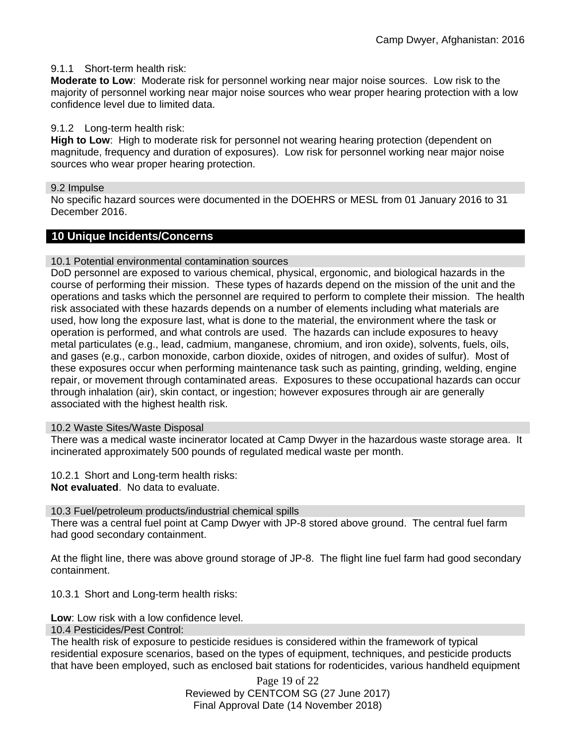#### 9.1.1 Short-term health risk:

**Moderate to Low**: Moderate risk for personnel working near major noise sources. Low risk to the majority of personnel working near major noise sources who wear proper hearing protection with a low confidence level due to limited data.

#### 9.1.2 Long-term health risk:

**High to Low**: High to moderate risk for personnel not wearing hearing protection (dependent on magnitude, frequency and duration of exposures). Low risk for personnel working near major noise sources who wear proper hearing protection.

### 9.2 Impulse

No specific hazard sources were documented in the DOEHRS or MESL from 01 January 2016 to 31 December 2016.

## 10 Unique Incidents/Concerns

### 10.1 Potential environmental contamination sources

DoD personnel are exposed to various chemical, physical, ergonomic, and biological hazards in the course of performing their mission. These types of hazards depend on the mission of the unit and the operations and tasks which the personnel are required to perform to complete their mission. The health risk associated with these hazards depends on a number of elements including what materials are used, how long the exposure last, what is done to the material, the environment where the task or operation is performed, and what controls are used. The hazards can include exposures to heavy metal particulates (e.g., lead, cadmium, manganese, chromium, and iron oxide), solvents, fuels, oils, and gases (e.g., carbon monoxide, carbon dioxide, oxides of nitrogen, and oxides of sulfur). Most of these exposures occur when performing maintenance task such as painting, grinding, welding, engine repair, or movement through contaminated areas. Exposures to these occupational hazards can occur through inhalation (air), skin contact, or ingestion; however exposures through air are generally associated with the highest health risk.

### 10.2 Waste Sites/Waste Disposal

There was a medical waste incinerator located at Camp Dwyer in the hazardous waste storage area. It incinerated approximately 500 pounds of regulated medical waste per month.

#### 10.2.1 Short and Long-term health risks:

**Not evaluated**. No data to evaluate.

### 10.3 Fuel/petroleum products/industrial chemical spills

There was a central fuel point at Camp Dwyer with JP-8 stored above ground. The central fuel farm had good secondary containment.

At the flight line, there was above ground storage of JP-8. The flight line fuel farm had good secondary containment.

#### 10.3.1 Short and Long-term health risks:

**Low**: Low risk with a low confidence level.

### 10.4 Pesticides/Pest Control:

The health risk of exposure to pesticide residues is considered within the framework of typical residential exposure scenarios, based on the types of equipment, techniques, and pesticide products that have been employed, such as enclosed bait stations for rodenticides, various handheld equipment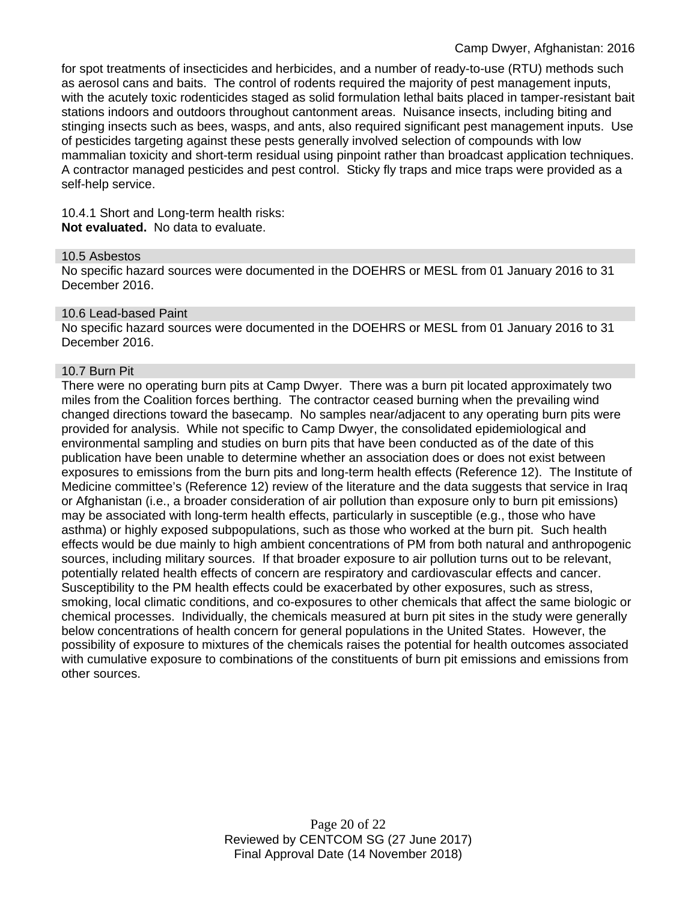for spot treatments of insecticides and herbicides, and a number of ready-to-use (RTU) methods such as aerosol cans and baits. The control of rodents required the majority of pest management inputs, with the acutely toxic rodenticides staged as solid formulation lethal baits placed in tamper-resistant bait stations indoors and outdoors throughout cantonment areas. Nuisance insects, including biting and stinging insects such as bees, wasps, and ants, also required significant pest management inputs. Use of pesticides targeting against these pests generally involved selection of compounds with low mammalian toxicity and short-term residual using pinpoint rather than broadcast application techniques. A contractor managed pesticides and pest control. Sticky fly traps and mice traps were provided as a self-help service.

10.4.1 Short and Long-term health risks:
**Not evaluated.** No data to evaluate.

### 10.5 Asbestos

No specific hazard sources were documented in the DOEHRS or MESL from 01 January 2016 to 31 December 2016.

### 10.6 Lead-based Paint

No specific hazard sources were documented in the DOEHRS or MESL from 01 January 2016 to 31 December 2016.

### 10.7 Burn Pit

There were no operating burn pits at Camp Dwyer. There was a burn pit located approximately two miles from the Coalition forces berthing. The contractor ceased burning when the prevailing wind changed directions toward the basecamp. No samples near/adjacent to any operating burn pits were provided for analysis. While not specific to Camp Dwyer, the consolidated epidemiological and environmental sampling and studies on burn pits that have been conducted as of the date of this publication have been unable to determine whether an association does or does not exist between exposures to emissions from the burn pits and long-term health effects (Reference 12). The Institute of Medicine committee's (Reference 12) review of the literature and the data suggests that service in Iraq or Afghanistan (i.e., a broader consideration of air pollution than exposure only to burn pit emissions) may be associated with long-term health effects, particularly in susceptible (e.g., those who have asthma) or highly exposed subpopulations, such as those who worked at the burn pit. Such health effects would be due mainly to high ambient concentrations of PM from both natural and anthropogenic sources, including military sources. If that broader exposure to air pollution turns out to be relevant, potentially related health effects of concern are respiratory and cardiovascular effects and cancer. Susceptibility to the PM health effects could be exacerbated by other exposures, such as stress, smoking, local climatic conditions, and co-exposures to other chemicals that affect the same biologic or chemical processes. Individually, the chemicals measured at burn pit sites in the study were generally below concentrations of health concern for general populations in the United States. However, the possibility of exposure to mixtures of the chemicals raises the potential for health outcomes associated with cumulative exposure to combinations of the constituents of burn pit emissions and emissions from other sources.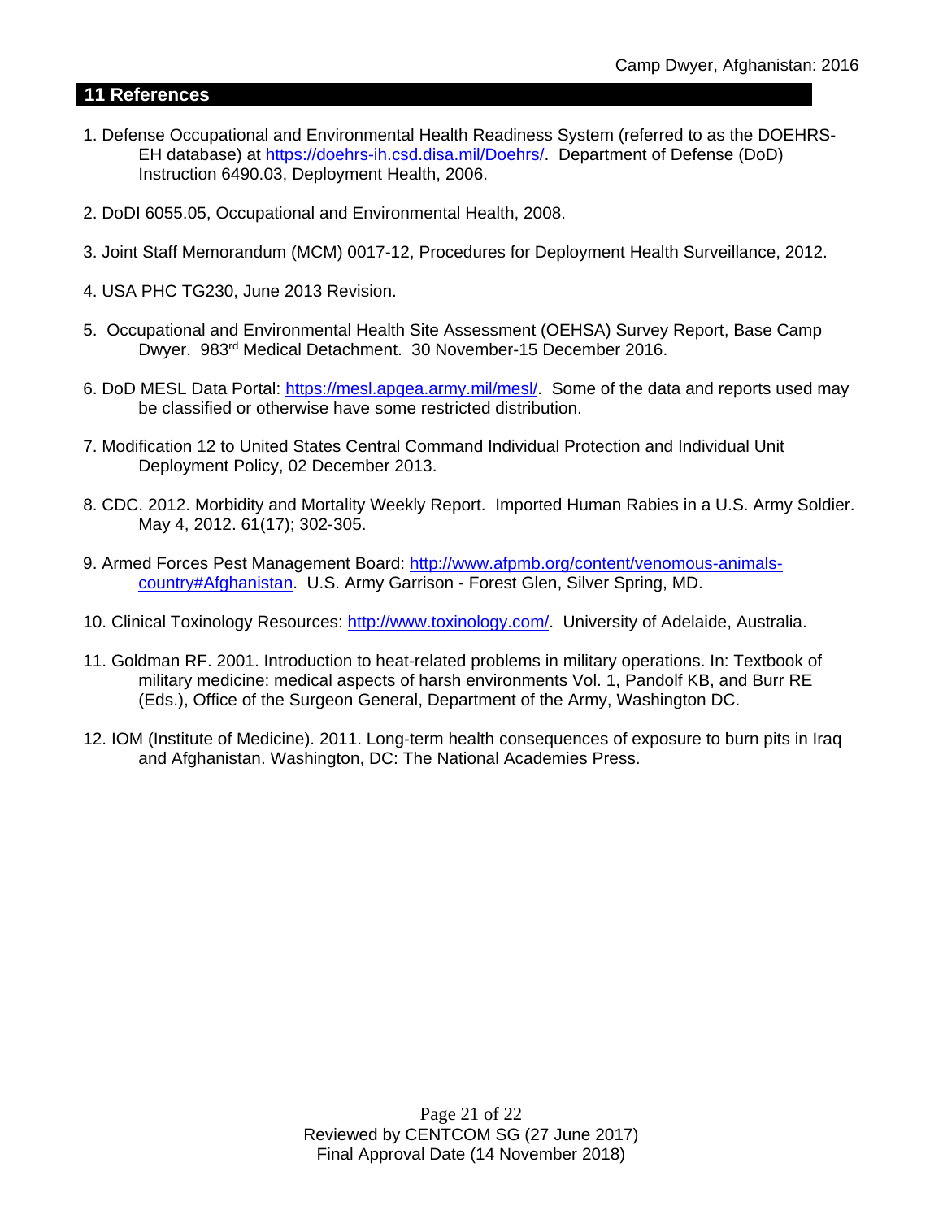## 11 References

1. Defense Occupational and Environmental Health Readiness System (referred to as the DOEHRS-EH database) at https://doehrs-ih.csd.disa.mil/Doehrs/. Department of Defense (DoD) Instruction 6490.03, Deployment Health, 2006.

2. DoDI 6055.05, Occupational and Environmental Health, 2008.

3. Joint Staff Memorandum (MCM) 0017-12, Procedures for Deployment Health Surveillance, 2012.

4. USA PHC TG230, June 2013 Revision.

5. Occupational and Environmental Health Site Assessment (OEHSA) Survey Report, Base Camp Dwyer. 983rd Medical Detachment. 30 November-15 December 2016.

6. DoD MESL Data Portal: https://mesl.apgea.army.mil/mesl/. Some of the data and reports used may be classified or otherwise have some restricted distribution.

7. Modification 12 to United States Central Command Individual Protection and Individual Unit Deployment Policy, 02 December 2013.

8. CDC. 2012. Morbidity and Mortality Weekly Report. Imported Human Rabies in a U.S. Army Soldier. May 4, 2012. 61(17); 302-305.

9. Armed Forces Pest Management Board: http://www.afpmb.org/content/venomous-animals-country#Afghanistan. U.S. Army Garrison - Forest Glen, Silver Spring, MD.

10. Clinical Toxinology Resources: http://www.toxinology.com/. University of Adelaide, Australia.

11. Goldman RF. 2001. Introduction to heat-related problems in military operations. In: Textbook of military medicine: medical aspects of harsh environments Vol. 1, Pandolf KB, and Burr RE (Eds.), Office of the Surgeon General, Department of the Army, Washington DC.

12. IOM (Institute of Medicine). 2011. Long-term health consequences of exposure to burn pits in Iraq and Afghanistan. Washington, DC: The National Academies Press.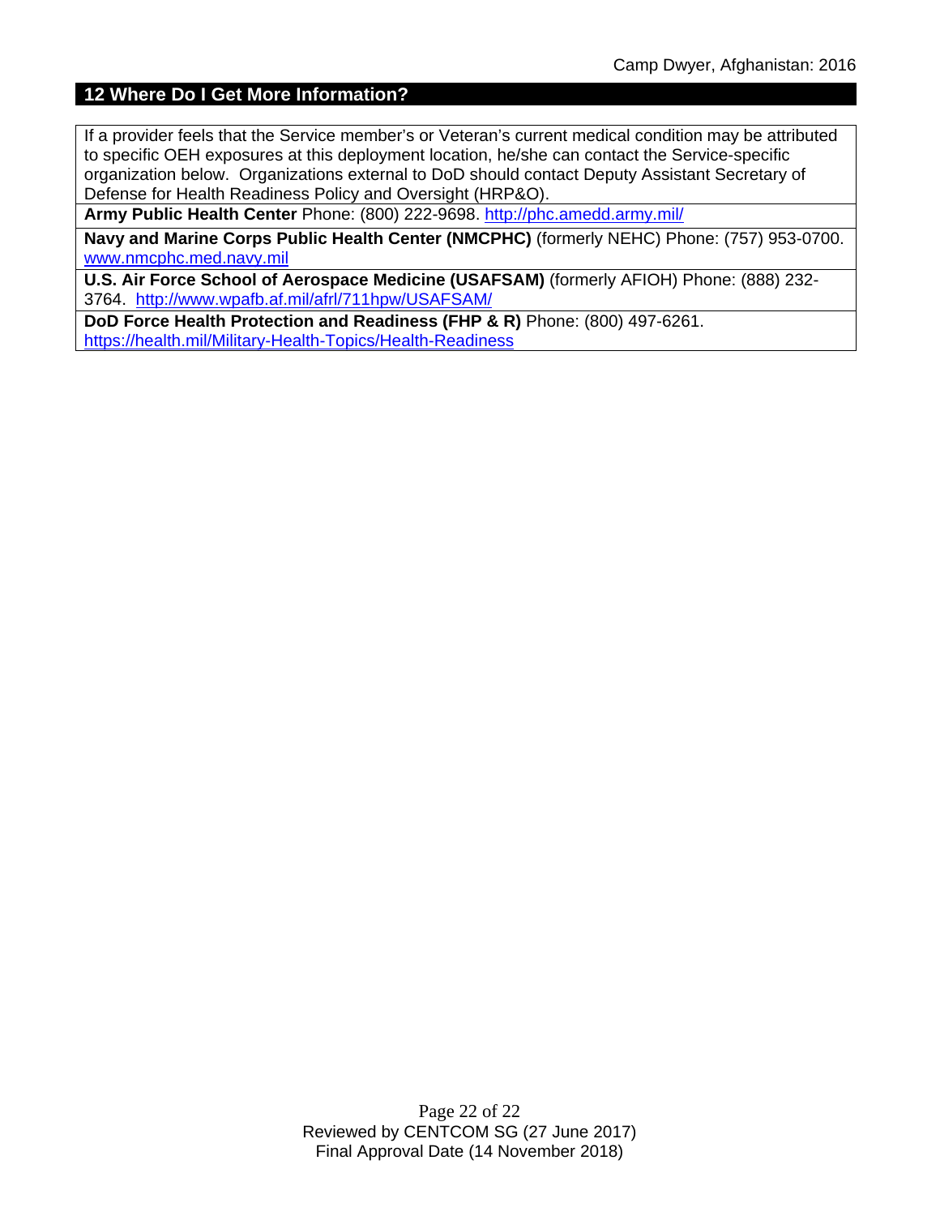## 12 Where Do I Get More Information?

If a provider feels that the Service member's or Veteran's current medical condition may be attributed to specific OEH exposures at this deployment location, he/she can contact the Service-specific organization below. Organizations external to DoD should contact Deputy Assistant Secretary of Defense for Health Readiness Policy and Oversight (HRP&O).

**Army Public Health Center** Phone: (800) 222-9698. http://phc.amedd.army.mil/

**Navy and Marine Corps Public Health Center (NMCPHC)** (formerly NEHC) Phone: (757) 953-0700. www.nmcphc.med.navy.mil

**U.S. Air Force School of Aerospace Medicine (USAFSAM)** (formerly AFIOH) Phone: (888) 232-3764. http://www.wpafb.af.mil/afrl/711hpw/USAFSAM/

**DoD Force Health Protection and Readiness (FHP & R)** Phone: (800) 497-6261. https://health.mil/Military-Health-Topics/Health-Readiness